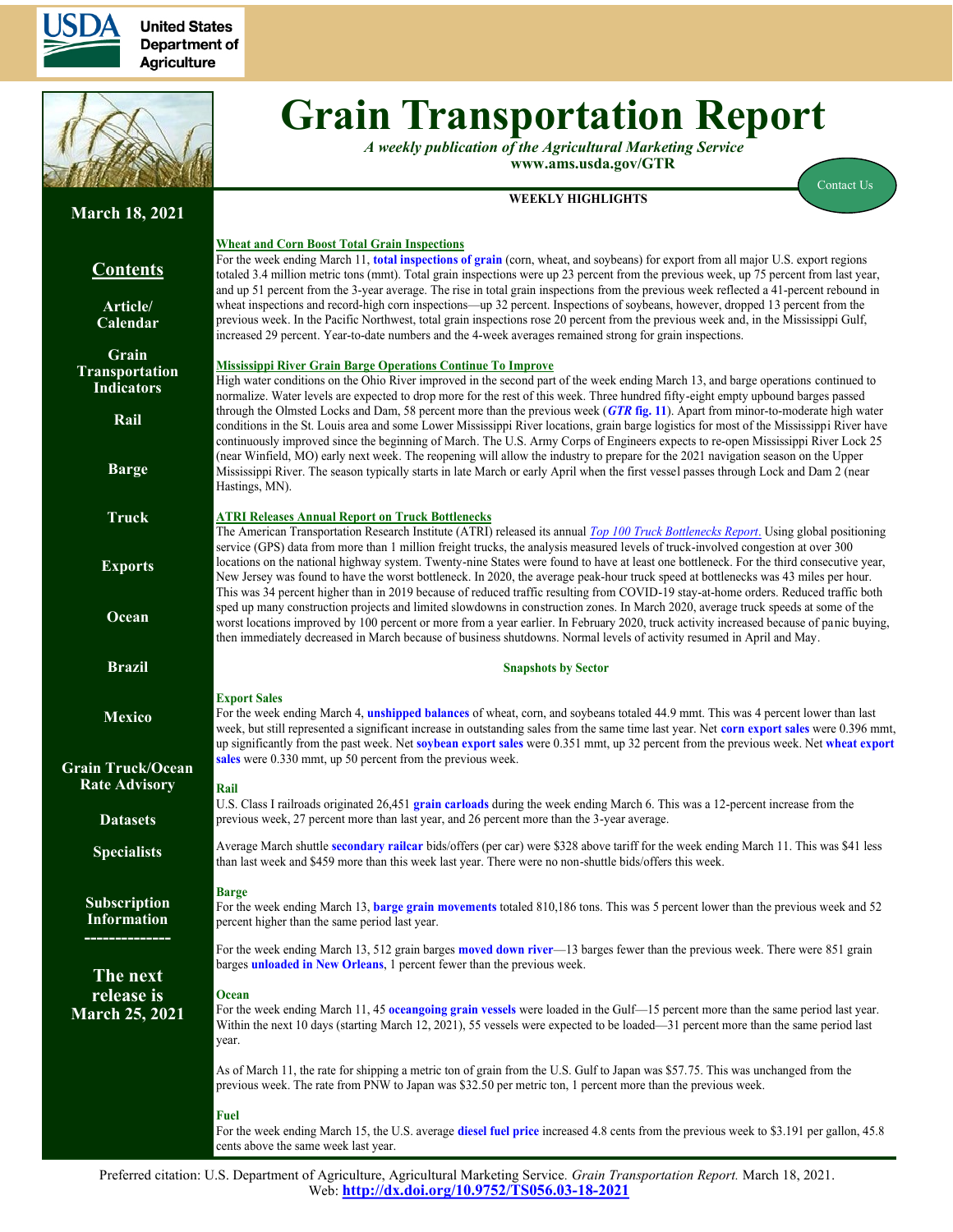United States Department of Agriculture

# Grain Transportation Report

*A weekly publication of the Agricultural Marketing Service*
**www.ams.usda.gov/GTR**

Contact Us

**March 18, 2021**

## Contents

- Article/Calendar
- Grain Transportation Indicators
- Rail
- Barge
- Truck
- Exports
- Ocean
- Brazil
- Mexico
- Grain Truck/Ocean Rate Advisory
- Datasets
- Specialists
- Subscription Information

**The next release is March 25, 2021**

## WEEKLY HIGHLIGHTS

### Wheat and Corn Boost Total Grain Inspections

For the week ending March 11, **total inspections of grain** (corn, wheat, and soybeans) for export from all major U.S. export regions totaled 3.4 million metric tons (mmt). Total grain inspections were up 23 percent from the previous week, up 75 percent from last year, and up 51 percent from the 3-year average. The rise in total grain inspections from the previous week reflected a 41-percent rebound in wheat inspections and record-high corn inspections—up 32 percent. Inspections of soybeans, however, dropped 13 percent from the previous week. In the Pacific Northwest, total grain inspections rose 20 percent from the previous week and, in the Mississippi Gulf, increased 29 percent. Year-to-date numbers and the 4-week averages remained strong for grain inspections.

### Mississippi River Grain Barge Operations Continue To Improve

High water conditions on the Ohio River improved in the second part of the week ending March 13, and barge operations continued to normalize. Water levels are expected to drop more for the rest of this week. Three hundred fifty-eight empty upbound barges passed through the Olmsted Locks and Dam, 58 percent more than the previous week (***GTR* fig. 11**). Apart from minor-to-moderate high water conditions in the St. Louis area and some Lower Mississippi River locations, grain barge logistics for most of the Mississippi River have continuously improved since the beginning of March. The U.S. Army Corps of Engineers expects to re-open Mississippi River Lock 25 (near Winfield, MO) early next week. The reopening will allow the industry to prepare for the 2021 navigation season on the Upper Mississippi River. The season typically starts in late March or early April when the first vessel passes through Lock and Dam 2 (near Hastings, MN).

### ATRI Releases Annual Report on Truck Bottlenecks

The American Transportation Research Institute (ATRI) released its annual *Top 100 Truck Bottlenecks Report*. Using global positioning service (GPS) data from more than 1 million freight trucks, the analysis measured levels of truck-involved congestion at over 300 locations on the national highway system. Twenty-nine States were found to have at least one bottleneck. For the third consecutive year, New Jersey was found to have the worst bottleneck. In 2020, the average peak-hour truck speed at bottlenecks was 43 miles per hour. This was 34 percent higher than in 2019 because of reduced traffic resulting from COVID-19 stay-at-home orders. Reduced traffic both sped up many construction projects and limited slowdowns in construction zones. In March 2020, average truck speeds at some of the worst locations improved by 100 percent or more from a year earlier. In February 2020, truck activity increased because of panic buying, then immediately decreased in March because of business shutdowns. Normal levels of activity resumed in April and May.

### Snapshots by Sector

**Export Sales**

For the week ending March 4, **unshipped balances** of wheat, corn, and soybeans totaled 44.9 mmt. This was 4 percent lower than last week, but still represented a significant increase in outstanding sales from the same time last year. Net **corn export sales** were 0.396 mmt, up significantly from the past week. Net **soybean export sales** were 0.351 mmt, up 32 percent from the previous week. Net **wheat export sales** were 0.330 mmt, up 50 percent from the previous week.

**Rail**

U.S. Class I railroads originated 26,451 **grain carloads** during the week ending March 6. This was a 12-percent increase from the previous week, 27 percent more than last year, and 26 percent more than the 3-year average.

Average March shuttle **secondary railcar** bids/offers (per car) were $328 above tariff for the week ending March 11. This was $41 less than last week and $459 more than this week last year. There were no non-shuttle bids/offers this week.

**Barge**

For the week ending March 13, **barge grain movements** totaled 810,186 tons. This was 5 percent lower than the previous week and 52 percent higher than the same period last year.

For the week ending March 13, 512 grain barges **moved down river**—13 barges fewer than the previous week. There were 851 grain barges **unloaded in New Orleans**, 1 percent fewer than the previous week.

**Ocean**

For the week ending March 11, 45 **oceangoing grain vessels** were loaded in the Gulf—15 percent more than the same period last year. Within the next 10 days (starting March 12, 2021), 55 vessels were expected to be loaded—31 percent more than the same period last year.

As of March 11, the rate for shipping a metric ton of grain from the U.S. Gulf to Japan was $57.75. This was unchanged from the previous week. The rate from PNW to Japan was $32.50 per metric ton, 1 percent more than the previous week.

**Fuel**

For the week ending March 15, the U.S. average **diesel fuel price** increased 4.8 cents from the previous week to $3.191 per gallon, 45.8 cents above the same week last year.

Preferred citation: U.S. Department of Agriculture, Agricultural Marketing Service. *Grain Transportation Report.* March 18, 2021. Web: **http://dx.doi.org/10.9752/TS056.03-18-2021**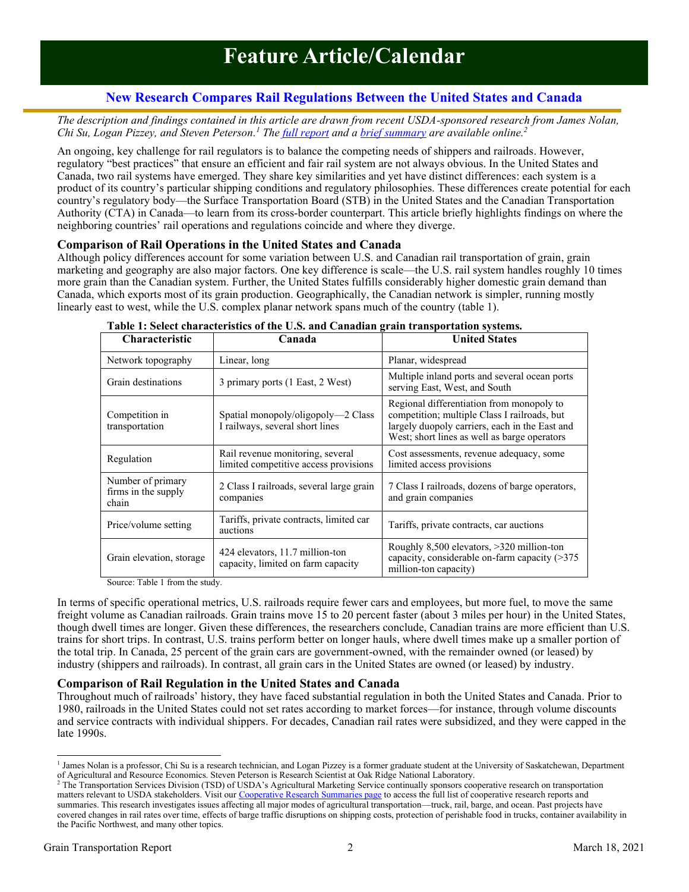# Feature Article/Calendar

## New Research Compares Rail Regulations Between the United States and Canada

*The description and findings contained in this article are drawn from recent USDA-sponsored research from James Nolan, Chi Su, Logan Pizzey, and Steven Peterson.[1] The full report and a brief summary are available online.[2]*

An ongoing, key challenge for rail regulators is to balance the competing needs of shippers and railroads. However, regulatory "best practices" that ensure an efficient and fair rail system are not always obvious. In the United States and Canada, two rail systems have emerged. They share key similarities and yet have distinct differences: each system is a product of its country's particular shipping conditions and regulatory philosophies. These differences create potential for each country's regulatory body—the Surface Transportation Board (STB) in the United States and the Canadian Transportation Authority (CTA) in Canada—to learn from its cross-border counterpart. This article briefly highlights findings on where the neighboring countries' rail operations and regulations coincide and where they diverge.

### Comparison of Rail Operations in the United States and Canada

Although policy differences account for some variation between U.S. and Canadian rail transportation of grain, grain marketing and geography are also major factors. One key difference is scale—the U.S. rail system handles roughly 10 times more grain than the Canadian system. Further, the United States fulfills considerably higher domestic grain demand than Canada, which exports most of its grain production. Geographically, the Canadian network is simpler, running mostly linearly east to west, while the U.S. complex planar network spans much of the country (table 1).

**Table 1: Select characteristics of the U.S. and Canadian grain transportation systems.**

| Characteristic | Canada | United States |
|---|---|---|
| Network topography | Linear, long | Planar, widespread |
| Grain destinations | 3 primary ports (1 East, 2 West) | Multiple inland ports and several ocean ports serving East, West, and South |
| Competition in transportation | Spatial monopoly/oligopoly—2 Class I railways, several short lines | Regional differentiation from monopoly to competition; multiple Class I railroads, but largely duopoly carriers, each in the East and West; short lines as well as barge operators |
| Regulation | Rail revenue monitoring, several limited competitive access provisions | Cost assessments, revenue adequacy, some limited access provisions |
| Number of primary firms in the supply chain | 2 Class I railroads, several large grain companies | 7 Class I railroads, dozens of barge operators, and grain companies |
| Price/volume setting | Tariffs, private contracts, limited car auctions | Tariffs, private contracts, car auctions |
| Grain elevation, storage | 424 elevators, 11.7 million-ton capacity, limited on farm capacity | Roughly 8,500 elevators, >320 million-ton capacity, considerable on-farm capacity (>375 million-ton capacity) |

Source: Table 1 from the study.

In terms of specific operational metrics, U.S. railroads require fewer cars and employees, but more fuel, to move the same freight volume as Canadian railroads. Grain trains move 15 to 20 percent faster (about 3 miles per hour) in the United States, though dwell times are longer. Given these differences, the researchers conclude, Canadian trains are more efficient than U.S. trains for short trips. In contrast, U.S. trains perform better on longer hauls, where dwell times make up a smaller portion of the total trip. In Canada, 25 percent of the grain cars are government-owned, with the remainder owned (or leased) by industry (shippers and railroads). In contrast, all grain cars in the United States are owned (or leased) by industry.

### Comparison of Rail Regulation in the United States and Canada

Throughout much of railroads' history, they have faced substantial regulation in both the United States and Canada. Prior to 1980, railroads in the United States could not set rates according to market forces—for instance, through volume discounts and service contracts with individual shippers. For decades, Canadian rail rates were subsidized, and they were capped in the late 1990s.

---

[1] James Nolan is a professor, Chi Su is a research technician, and Logan Pizzey is a former graduate student at the University of Saskatchewan, Department of Agricultural and Resource Economics. Steven Peterson is Research Scientist at Oak Ridge National Laboratory.

[2] The Transportation Services Division (TSD) of USDA's Agricultural Marketing Service continually sponsors cooperative research on transportation matters relevant to USDA stakeholders. Visit our Cooperative Research Summaries page to access the full list of cooperative research reports and summaries. This research investigates issues affecting all major modes of agricultural transportation—truck, rail, barge, and ocean. Past projects have covered changes in rail rates over time, effects of barge traffic disruptions on shipping costs, protection of perishable food in trucks, container availability in the Pacific Northwest, and many other topics.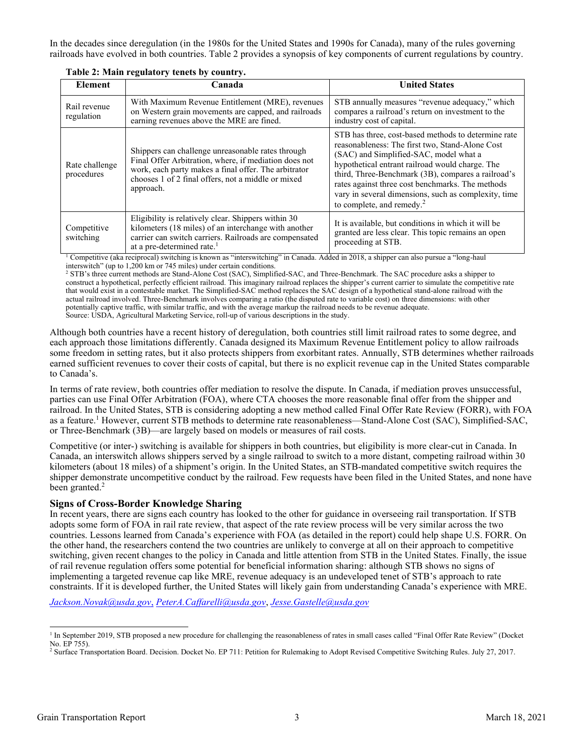In the decades since deregulation (in the 1980s for the United States and 1990s for Canada), many of the rules governing railroads have evolved in both countries. Table 2 provides a synopsis of key components of current regulations by country.

**Table 2: Main regulatory tenets by country.**

| Element | Canada | United States |
|---|---|---|
| Rail revenue regulation | With Maximum Revenue Entitlement (MRE), revenues on Western grain movements are capped, and railroads earning revenues above the MRE are fined. | STB annually measures "revenue adequacy," which compares a railroad's return on investment to the industry cost of capital. |
| Rate challenge procedures | Shippers can challenge unreasonable rates through Final Offer Arbitration, where, if mediation does not work, each party makes a final offer. The arbitrator chooses 1 of 2 final offers, not a middle or mixed approach. | STB has three, cost-based methods to determine rate reasonableness: The first two, Stand-Alone Cost (SAC) and Simplified-SAC, model what a hypothetical entrant railroad would charge. The third, Three-Benchmark (3B), compares a railroad's rates against three cost benchmarks. The methods vary in several dimensions, such as complexity, time to complete, and remedy.[2] |
| Competitive switching | Eligibility is relatively clear. Shippers within 30 kilometers (18 miles) of an interchange with another carrier can switch carriers. Railroads are compensated at a pre-determined rate.[1] | It is available, but conditions in which it will be granted are less clear. This topic remains an open proceeding at STB. |

[1] Competitive (aka reciprocal) switching is known as "interswitching" in Canada. Added in 2018, a shipper can also pursue a "long-haul interswitch" (up to 1,200 km or 745 miles) under certain conditions.
[2] STB's three current methods are Stand-Alone Cost (SAC), Simplified-SAC, and Three-Benchmark. The SAC procedure asks a shipper to construct a hypothetical, perfectly efficient railroad. This imaginary railroad replaces the shipper's current carrier to simulate the competitive rate that would exist in a contestable market. The Simplified-SAC method replaces the SAC design of a hypothetical stand-alone railroad with the actual railroad involved. Three-Benchmark involves comparing a ratio (the disputed rate to variable cost) on three dimensions: with other potentially captive traffic, with similar traffic, and with the average markup the railroad needs to be revenue adequate.
Source: USDA, Agricultural Marketing Service, roll-up of various descriptions in the study.

Although both countries have a recent history of deregulation, both countries still limit railroad rates to some degree, and each approach those limitations differently. Canada designed its Maximum Revenue Entitlement policy to allow railroads some freedom in setting rates, but it also protects shippers from exorbitant rates. Annually, STB determines whether railroads earned sufficient revenues to cover their costs of capital, but there is no explicit revenue cap in the United States comparable to Canada's.

In terms of rate review, both countries offer mediation to resolve the dispute. In Canada, if mediation proves unsuccessful, parties can use Final Offer Arbitration (FOA), where CTA chooses the more reasonable final offer from the shipper and railroad. In the United States, STB is considering adopting a new method called Final Offer Rate Review (FORR), with FOA as a feature.[1] However, current STB methods to determine rate reasonableness—Stand-Alone Cost (SAC), Simplified-SAC, or Three-Benchmark (3B)—are largely based on models or measures of rail costs.

Competitive (or inter-) switching is available for shippers in both countries, but eligibility is more clear-cut in Canada. In Canada, an interswitch allows shippers served by a single railroad to switch to a more distant, competing railroad within 30 kilometers (about 18 miles) of a shipment's origin. In the United States, an STB-mandated competitive switch requires the shipper demonstrate uncompetitive conduct by the railroad. Few requests have been filed in the United States, and none have been granted.[2]

### Signs of Cross-Border Knowledge Sharing

In recent years, there are signs each country has looked to the other for guidance in overseeing rail transportation. If STB adopts some form of FOA in rail rate review, that aspect of the rate review process will be very similar across the two countries. Lessons learned from Canada's experience with FOA (as detailed in the report) could help shape U.S. FORR. On the other hand, the researchers contend the two countries are unlikely to converge at all on their approach to competitive switching, given recent changes to the policy in Canada and little attention from STB in the United States. Finally, the issue of rail revenue regulation offers some potential for beneficial information sharing: although STB shows no signs of implementing a targeted revenue cap like MRE, revenue adequacy is an undeveloped tenet of STB's approach to rate constraints. If it is developed further, the United States will likely gain from understanding Canada's experience with MRE.

*Jackson.Novak@usda.gov*, *PeterA.Caffarelli@usda.gov*, *Jesse.Gastelle@usda.gov*

---

[1] In September 2019, STB proposed a new procedure for challenging the reasonableness of rates in small cases called "Final Offer Rate Review" (Docket No. EP 755).
[2] Surface Transportation Board. Decision. Docket No. EP 711: Petition for Rulemaking to Adopt Revised Competitive Switching Rules. July 27, 2017.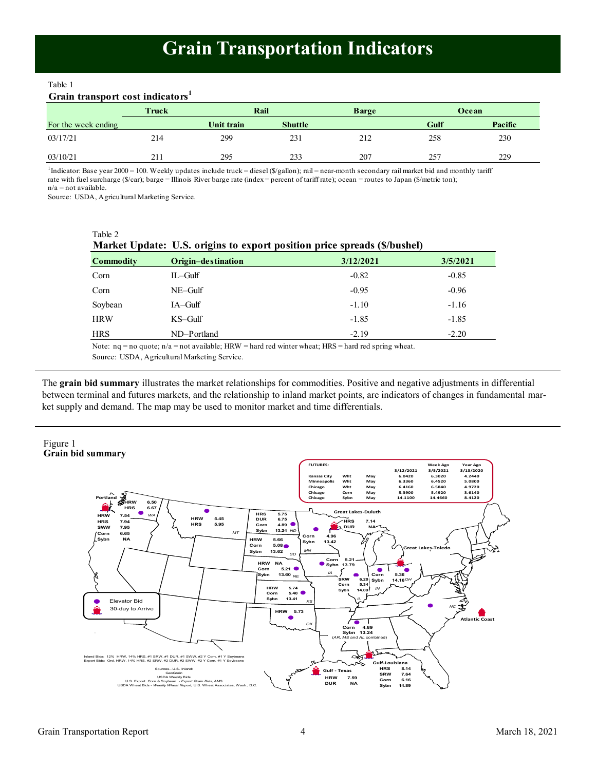# Grain Transportation Indicators

Table 1

**Grain transport cost indicators**[1]

| | Truck | Rail | | Barge | Ocean | |
|---|---|---|---|---|---|---|
| For the week ending | | Unit train | Shuttle | | Gulf | Pacific |
| 03/17/21 | 214 | 299 | 231 | 212 | 258 | 230 |
| 03/10/21 | 211 | 295 | 233 | 207 | 257 | 229 |

[1]Indicator: Base year 2000 = 100. Weekly updates include truck = diesel ($/gallon); rail = near-month secondary rail market bid and monthly tariff rate with fuel surcharge ($/car); barge = Illinois River barge rate (index = percent of tariff rate); ocean = routes to Japan ($/metric ton); n/a = not available.

Source: USDA, Agricultural Marketing Service.

Table 2

**Market Update: U.S. origins to export position price spreads ($/bushel)**

| Commodity | Origin–destination | 3/12/2021 | 3/5/2021 |
|---|---|---|---|
| Corn | IL–Gulf | -0.82 | -0.85 |
| Corn | NE–Gulf | -0.95 | -0.96 |
| Soybean | IA–Gulf | -1.10 | -1.16 |
| HRW | KS–Gulf | -1.85 | -1.85 |
| HRS | ND–Portland | -2.19 | -2.20 |

Note: nq = no quote; n/a = not available; HRW = hard red winter wheat; HRS = hard red spring wheat.

Source: USDA, Agricultural Marketing Service.

The **grain bid summary** illustrates the market relationships for commodities. Positive and negative adjustments in differential between terminal and futures markets, and the relationship to inland market points, are indicators of changes in fundamental market supply and demand. The map may be used to monitor market and time differentials.

Figure 1

**Grain bid summary**

| FUTURES: | | | 3/12/2021 | Week Ago 3/5/2021 | Year Ago 3/13/2020 |
|---|---|---|---|---|---|
| Kansas City | Wht | May | 6.0420 | 6.3020 | 4.2440 |
| Minneapolis | Wht | May | 6.3360 | 6.4520 | 5.0800 |
| Chicago | Wht | May | 6.4160 | 6.5840 | 4.9720 |
| Chicago | Corn | May | 5.3900 | 5.4920 | 3.6140 |
| Chicago | Sybn | May | 14.1100 | 14.4660 | 8.4120 |

Portland: HRW 6.50, HRS 6.67

WA: HRW 7.54, HRS 7.94, SWW 7.95, Corn 6.65, Sybn NA

MT: HRW 5.45, HRS 5.95

ND: HRS 5.75, DUR 6.75, Corn 4.89, Sybn 13.24

Great Lakes-Duluth: HRS 7.14, DUR NA

MN: Corn 4.96, Sybn 13.42

SD: HRW 5.66, Corn 5.08, Sybn 13.62

IA: Corn 5.21, Sybn 13.79

NE: HRW NA, Corn 5.21, Sybn 13.60

KS: HRW 5.74, Corn 5.40, Sybn 13.41

OK: HRW 5.73

IL: SRW 6.20, Corn 5.34, Sybn 14.09

IN / OH: Corn 5.36, Sybn 14.16

Great Lakes-Toledo

NC

Atlantic Coast

AR, MS and AL combined: Corn 4.89, Sybn 13.24

Gulf - Texas: HRW 7.59, DUR NA

Gulf-Louisiana: HRS 8.14, SRW 7.64, Corn 6.16, Sybn 14.89

Elevator Bid

30-day to Arrive

Inland Bids: 12% HRW, 14% HRS, #1 SRW, #1 DUR, #1 SWW, #2 Y Corn, #1 Y Soybeans
Export Bids: Ord. HRW, 14% HRS, #2 SRW, #2 DUR, #2 SWW, #2 Y Corn, #1 Y Soybeans

Sources...U.S. Inland: GeoGrain, USDA Weekly Bids
U.S. Export: Corn & Soybean - *Export Grain Bids*, AMS
USDA Wheat Bids - *Weekly Wheat Report*, U.S. Wheat Associates, Wash., D.C.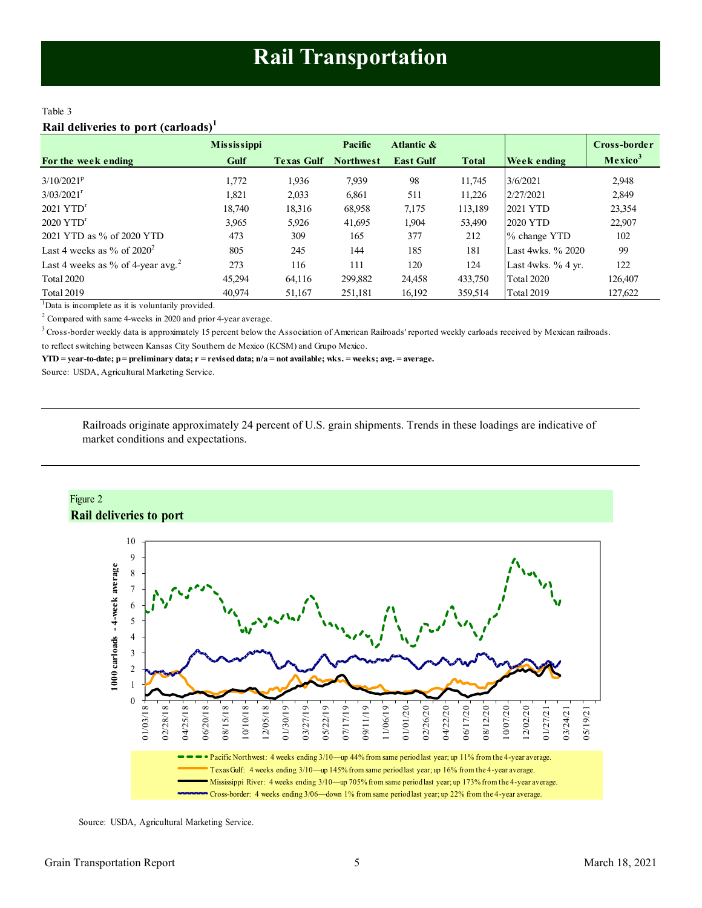# Rail Transportation

Table 3

**Rail deliveries to port (carloads)[1]**

| For the week ending | Mississippi Gulf | Texas Gulf | Pacific Northwest | Atlantic & East Gulf | Total | Week ending | Cross-border Mexico[3] |
|---|---|---|---|---|---|---|---|
| 3/10/2021[p] | 1,772 | 1,936 | 7,939 | 98 | 11,745 | 3/6/2021 | 2,948 |
| 3/03/2021[r] | 1,821 | 2,033 | 6,861 | 511 | 11,226 | 2/27/2021 | 2,849 |
| 2021 YTD[r] | 18,740 | 18,316 | 68,958 | 7,175 | 113,189 | 2021 YTD | 23,354 |
| 2020 YTD[r] | 3,965 | 5,926 | 41,695 | 1,904 | 53,490 | 2020 YTD | 22,907 |
| 2021 YTD as % of 2020 YTD | 473 | 309 | 165 | 377 | 212 | % change YTD | 102 |
| Last 4 weeks as % of 2020[2] | 805 | 245 | 144 | 185 | 181 | Last 4wks. % 2020 | 99 |
| Last 4 weeks as % of 4-year avg.[2] | 273 | 116 | 111 | 120 | 124 | Last 4wks. % 4 yr. | 122 |
| Total 2020 | 45,294 | 64,116 | 299,882 | 24,458 | 433,750 | Total 2020 | 126,407 |
| Total 2019 | 40,974 | 51,167 | 251,181 | 16,192 | 359,514 | Total 2019 | 127,622 |

[1]Data is incomplete as it is voluntarily provided.

[2] Compared with same 4-weeks in 2020 and prior 4-year average.

[3] Cross-border weekly data is approximately 15 percent below the Association of American Railroads' reported weekly carloads received by Mexican railroads. to reflect switching between Kansas City Southern de Mexico (KCSM) and Grupo Mexico.

**YTD = year-to-date; p = preliminary data; r = revised data; n/a = not available; wks. = weeks; avg. = average.**

Source: USDA, Agricultural Marketing Service.

---

Railroads originate approximately 24 percent of U.S. grain shipments. Trends in these loadings are indicative of market conditions and expectations.

---

Figure 2

**Rail deliveries to port**

- Pacific Northwest: 4 weeks ending 3/10—up 44% from same period last year; up 11% from the 4-year average.
- Texas Gulf: 4 weeks ending 3/10—up 145% from same period last year; up 16% from the 4-year average.
- Mississippi River: 4 weeks ending 3/10—up 705% from same period last year; up 173% from the 4-year average.
- Cross-border: 4 weeks ending 3/06—down 1% from same period last year; up 22% from the 4-year average.

Source: USDA, Agricultural Marketing Service.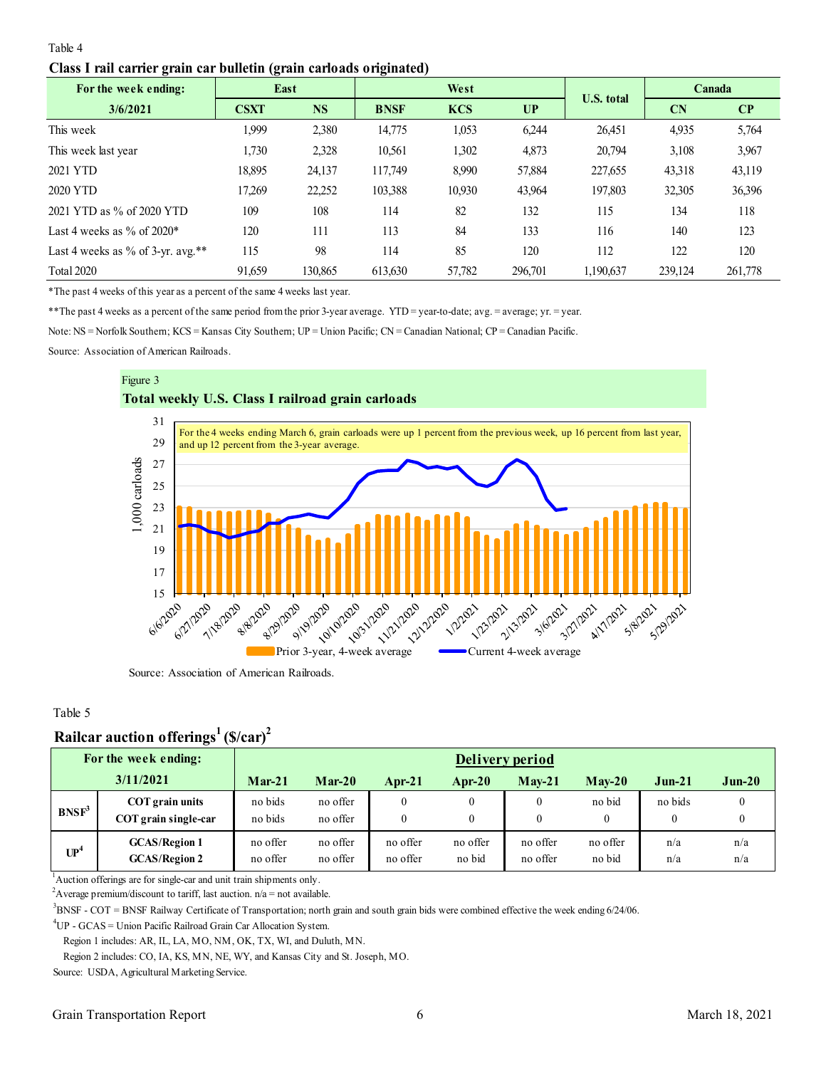Table 4

**Class I rail carrier grain car bulletin (grain carloads originated)**

| For the week ending: | East | | West | | | U.S. total | Canada | |
|---|---|---|---|---|---|---|---|---|
| 3/6/2021 | CSXT | NS | BNSF | KCS | UP | | CN | CP |
| This week | 1,999 | 2,380 | 14,775 | 1,053 | 6,244 | 26,451 | 4,935 | 5,764 |
| This week last year | 1,730 | 2,328 | 10,561 | 1,302 | 4,873 | 20,794 | 3,108 | 3,967 |
| 2021 YTD | 18,895 | 24,137 | 117,749 | 8,990 | 57,884 | 227,655 | 43,318 | 43,119 |
| 2020 YTD | 17,269 | 22,252 | 103,388 | 10,930 | 43,964 | 197,803 | 32,305 | 36,396 |
| 2021 YTD as % of 2020 YTD | 109 | 108 | 114 | 82 | 132 | 115 | 134 | 118 |
| Last 4 weeks as % of 2020* | 120 | 111 | 113 | 84 | 133 | 116 | 140 | 123 |
| Last 4 weeks as % of 3-yr. avg.** | 115 | 98 | 114 | 85 | 120 | 112 | 122 | 120 |
| Total 2020 | 91,659 | 130,865 | 613,630 | 57,782 | 296,701 | 1,190,637 | 239,124 | 261,778 |

*The past 4 weeks of this year as a percent of the same 4 weeks last year.

**The past 4 weeks as a percent of the same period from the prior 3-year average. YTD = year-to-date; avg. = average; yr. = year.

Note: NS = Norfolk Southern; KCS = Kansas City Southern; UP = Union Pacific; CN = Canadian National; CP = Canadian Pacific.

Source: Association of American Railroads.

Figure 3

**Total weekly U.S. Class I railroad grain carloads**

For the 4 weeks ending March 6, grain carloads were up 1 percent from the previous week, up 16 percent from last year, and up 12 percent from the 3-year average.

Source: Association of American Railroads.

Table 5

**Railcar auction offerings[1] (\$/car)[2]**

| For the week ending: 3/11/2021 | | Mar-21 | Mar-20 | Apr-21 | Apr-20 | May-21 | May-20 | Jun-21 | Jun-20 |
|---|---|---|---|---|---|---|---|---|---|
| BNSF[3] | COT grain units | no bids | no offer | 0 | 0 | 0 | no bid | no bids | 0 |
| | COT grain single-car | no bids | no offer | 0 | 0 | 0 | 0 | 0 | 0 |
| UP[4] | GCAS/Region 1 | no offer | no offer | no offer | no offer | no offer | no offer | n/a | n/a |
| | GCAS/Region 2 | no offer | no offer | no offer | no bid | no offer | no bid | n/a | n/a |

[1]Auction offerings are for single-car and unit train shipments only.

[2]Average premium/discount to tariff, last auction. n/a = not available.

[3]BNSF - COT = BNSF Railway Certificate of Transportation; north grain and south grain bids were combined effective the week ending 6/24/06.

[4]UP - GCAS = Union Pacific Railroad Grain Car Allocation System.

Region 1 includes: AR, IL, LA, MO, NM, OK, TX, WI, and Duluth, MN.

Region 2 includes: CO, IA, KS, MN, NE, WY, and Kansas City and St. Joseph, MO.

Source: USDA, Agricultural Marketing Service.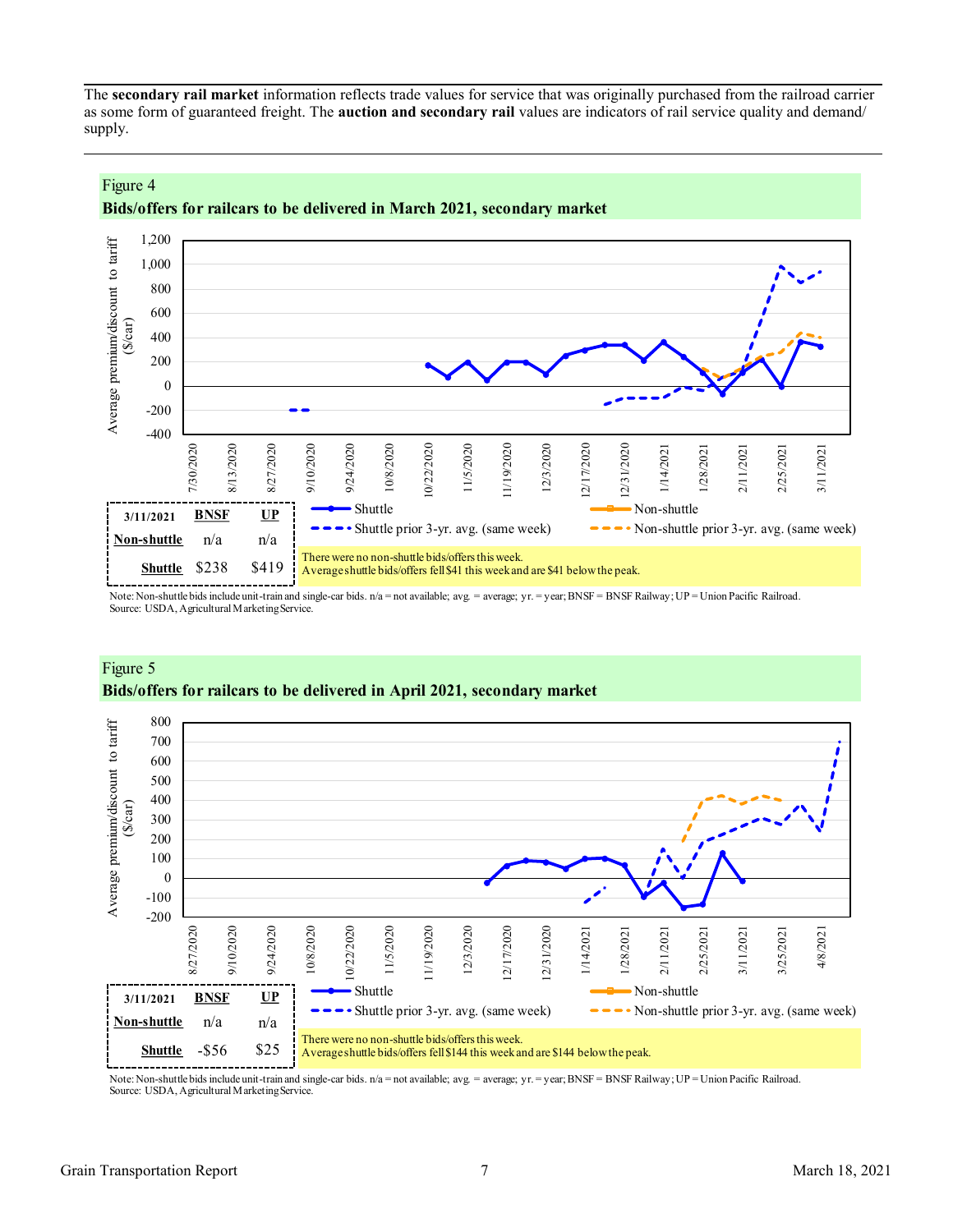The **secondary rail market** information reflects trade values for service that was originally purchased from the railroad carrier as some form of guaranteed freight. The **auction and secondary rail** values are indicators of rail service quality and demand/supply.

Figure 4

**Bids/offers for railcars to be delivered in March 2021, secondary market**

| 3/11/2021 | BNSF | UP |
|---|---|---|
| Non-shuttle | n/a | n/a |
| Shuttle | $238 | $419 |

There were no non-shuttle bids/offers this week.
Average shuttle bids/offers fell $41 this week and are $41 below the peak.

Note: Non-shuttle bids include unit-train and single-car bids. n/a = not available; avg. = average; yr. = year; BNSF = BNSF Railway; UP = Union Pacific Railroad.
Source: USDA, Agricultural Marketing Service.

Figure 5

**Bids/offers for railcars to be delivered in April 2021, secondary market**

| 3/11/2021 | BNSF | UP |
|---|---|---|
| Non-shuttle | n/a | n/a |
| Shuttle | -$56 | $25 |

There were no non-shuttle bids/offers this week.
Average shuttle bids/offers fell $144 this week and are $144 below the peak.

Note: Non-shuttle bids include unit-train and single-car bids. n/a = not available; avg. = average; yr. = year; BNSF = BNSF Railway; UP = Union Pacific Railroad.
Source: USDA, Agricultural Marketing Service.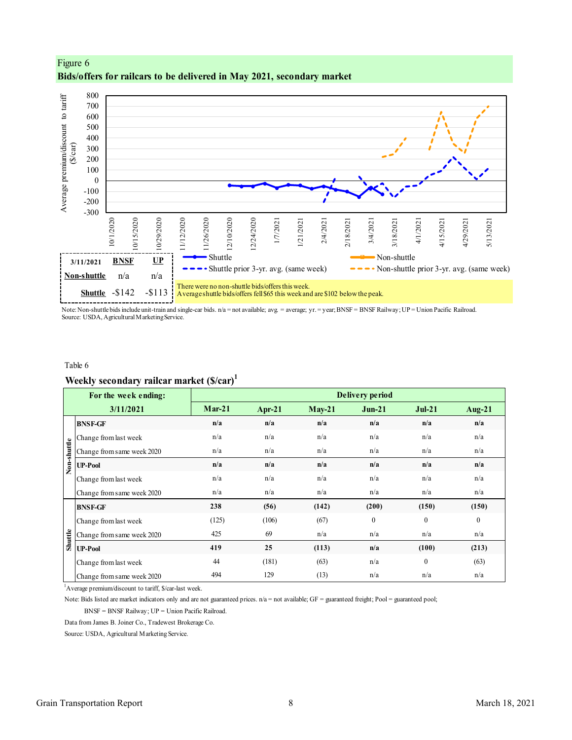Figure 6

**Bids/offers for railcars to be delivered in May 2021, secondary market**

| 3/11/2021 | BNSF | UP |
|---|---|---|
| Non-shuttle | n/a | n/a |
| Shuttle | -$142 | -$113 |

There were no non-shuttle bids/offers this week.
Average shuttle bids/offers fell $65 this week and are $102 below the peak.

Note: Non-shuttle bids include unit-train and single-car bids. n/a = not available; avg. = average; yr. = year; BNSF = BNSF Railway; UP = Union Pacific Railroad.
Source: USDA, Agricultural Marketing Service.

Table 6

**Weekly secondary railcar market ($/car)[1]**

| For the week ending: | | Delivery period | | | | | |
|---|---|---|---|---|---|---|---|
| 3/11/2021 | | Mar-21 | Apr-21 | May-21 | Jun-21 | Jul-21 | Aug-21 |
| Non-shuttle | **BNSF-GF** | **n/a** | **n/a** | **n/a** | **n/a** | **n/a** | **n/a** |
| | Change from last week | n/a | n/a | n/a | n/a | n/a | n/a |
| | Change from same week 2020 | n/a | n/a | n/a | n/a | n/a | n/a |
| | **UP-Pool** | **n/a** | **n/a** | **n/a** | **n/a** | **n/a** | **n/a** |
| | Change from last week | n/a | n/a | n/a | n/a | n/a | n/a |
| | Change from same week 2020 | n/a | n/a | n/a | n/a | n/a | n/a |
| Shuttle | **BNSF-GF** | **238** | **(56)** | **(142)** | **(200)** | **(150)** | **(150)** |
| | Change from last week | (125) | (106) | (67) | 0 | 0 | 0 |
| | Change from same week 2020 | 425 | 69 | n/a | n/a | n/a | n/a |
| | **UP-Pool** | **419** | **25** | **(113)** | **n/a** | **(100)** | **(213)** |
| | Change from last week | 44 | (181) | (63) | n/a | 0 | (63) |
| | Change from same week 2020 | 494 | 129 | (13) | n/a | n/a | n/a |

[1]Average premium/discount to tariff, $/car-last week.

Note: Bids listed are market indicators only and are not guaranteed prices. n/a = not available; GF = guaranteed freight; Pool = guaranteed pool;

BNSF = BNSF Railway; UP = Union Pacific Railroad.

Data from James B. Joiner Co., Tradewest Brokerage Co.

Source: USDA, Agricultural Marketing Service.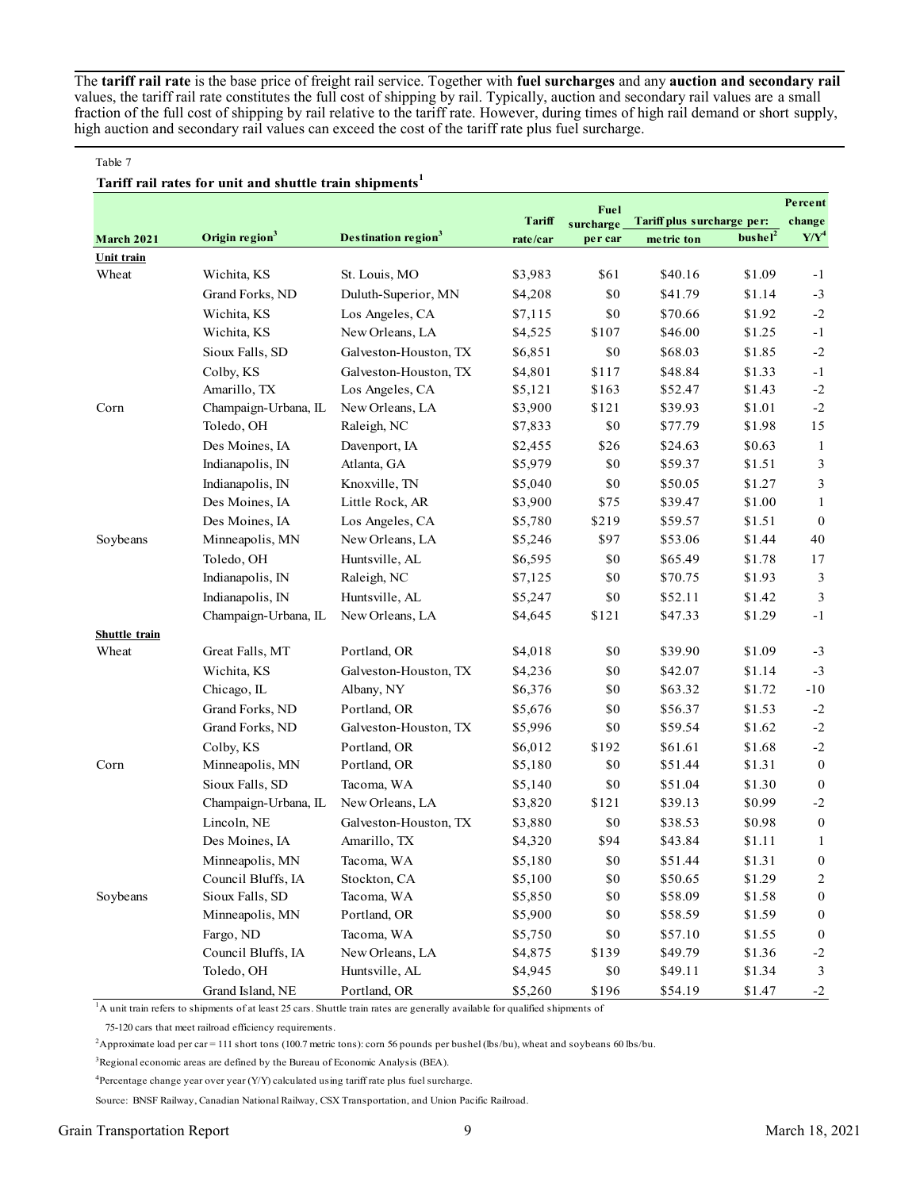The **tariff rail rate** is the base price of freight rail service. Together with **fuel surcharges** and any **auction and secondary rail** values, the tariff rail rate constitutes the full cost of shipping by rail. Typically, auction and secondary rail values are a small fraction of the full cost of shipping by rail relative to the tariff rate. However, during times of high rail demand or short supply, high auction and secondary rail values can exceed the cost of the tariff rate plus fuel surcharge.

Table 7

**Tariff rail rates for unit and shuttle train shipments[1]**

| March 2021 | Origin region[3] | Destination region[3] | Tariff rate/car | Fuel surcharge per car | Tariff plus surcharge per: metric ton | Tariff plus surcharge per: bushel[2] | Percent change Y/Y[4] |
|---|---|---|---|---|---|---|---|
| **Unit train** | | | | | | | |
| Wheat | Wichita, KS | St. Louis, MO | $3,983 | $61 | $40.16 | $1.09 | -1 |
| | Grand Forks, ND | Duluth-Superior, MN | $4,208 | $0 | $41.79 | $1.14 | -3 |
| | Wichita, KS | Los Angeles, CA | $7,115 | $0 | $70.66 | $1.92 | -2 |
| | Wichita, KS | New Orleans, LA | $4,525 | $107 | $46.00 | $1.25 | -1 |
| | Sioux Falls, SD | Galveston-Houston, TX | $6,851 | $0 | $68.03 | $1.85 | -2 |
| | Colby, KS | Galveston-Houston, TX | $4,801 | $117 | $48.84 | $1.33 | -1 |
| | Amarillo, TX | Los Angeles, CA | $5,121 | $163 | $52.47 | $1.43 | -2 |
| Corn | Champaign-Urbana, IL | New Orleans, LA | $3,900 | $121 | $39.93 | $1.01 | -2 |
| | Toledo, OH | Raleigh, NC | $7,833 | $0 | $77.79 | $1.98 | 15 |
| | Des Moines, IA | Davenport, IA | $2,455 | $26 | $24.63 | $0.63 | 1 |
| | Indianapolis, IN | Atlanta, GA | $5,979 | $0 | $59.37 | $1.51 | 3 |
| | Indianapolis, IN | Knoxville, TN | $5,040 | $0 | $50.05 | $1.27 | 3 |
| | Des Moines, IA | Little Rock, AR | $3,900 | $75 | $39.47 | $1.00 | 1 |
| | Des Moines, IA | Los Angeles, CA | $5,780 | $219 | $59.57 | $1.51 | 0 |
| Soybeans | Minneapolis, MN | New Orleans, LA | $5,246 | $97 | $53.06 | $1.44 | 40 |
| | Toledo, OH | Huntsville, AL | $6,595 | $0 | $65.49 | $1.78 | 17 |
| | Indianapolis, IN | Raleigh, NC | $7,125 | $0 | $70.75 | $1.93 | 3 |
| | Indianapolis, IN | Huntsville, AL | $5,247 | $0 | $52.11 | $1.42 | 3 |
| | Champaign-Urbana, IL | New Orleans, LA | $4,645 | $121 | $47.33 | $1.29 | -1 |
| **Shuttle train** | | | | | | | |
| Wheat | Great Falls, MT | Portland, OR | $4,018 | $0 | $39.90 | $1.09 | -3 |
| | Wichita, KS | Galveston-Houston, TX | $4,236 | $0 | $42.07 | $1.14 | -3 |
| | Chicago, IL | Albany, NY | $6,376 | $0 | $63.32 | $1.72 | -10 |
| | Grand Forks, ND | Portland, OR | $5,676 | $0 | $56.37 | $1.53 | -2 |
| | Grand Forks, ND | Galveston-Houston, TX | $5,996 | $0 | $59.54 | $1.62 | -2 |
| | Colby, KS | Portland, OR | $6,012 | $192 | $61.61 | $1.68 | -2 |
| Corn | Minneapolis, MN | Portland, OR | $5,180 | $0 | $51.44 | $1.31 | 0 |
| | Sioux Falls, SD | Tacoma, WA | $5,140 | $0 | $51.04 | $1.30 | 0 |
| | Champaign-Urbana, IL | New Orleans, LA | $3,820 | $121 | $39.13 | $0.99 | -2 |
| | Lincoln, NE | Galveston-Houston, TX | $3,880 | $0 | $38.53 | $0.98 | 0 |
| | Des Moines, IA | Amarillo, TX | $4,320 | $94 | $43.84 | $1.11 | 1 |
| | Minneapolis, MN | Tacoma, WA | $5,180 | $0 | $51.44 | $1.31 | 0 |
| | Council Bluffs, IA | Stockton, CA | $5,100 | $0 | $50.65 | $1.29 | 2 |
| Soybeans | Sioux Falls, SD | Tacoma, WA | $5,850 | $0 | $58.09 | $1.58 | 0 |
| | Minneapolis, MN | Portland, OR | $5,900 | $0 | $58.59 | $1.59 | 0 |
| | Fargo, ND | Tacoma, WA | $5,750 | $0 | $57.10 | $1.55 | 0 |
| | Council Bluffs, IA | New Orleans, LA | $4,875 | $139 | $49.79 | $1.36 | -2 |
| | Toledo, OH | Huntsville, AL | $4,945 | $0 | $49.11 | $1.34 | 3 |
| | Grand Island, NE | Portland, OR | $5,260 | $196 | $54.19 | $1.47 | -2 |

[1]A unit train refers to shipments of at least 25 cars. Shuttle train rates are generally available for qualified shipments of 75-120 cars that meet railroad efficiency requirements.

[2]Approximate load per car = 111 short tons (100.7 metric tons): corn 56 pounds per bushel (lbs/bu), wheat and soybeans 60 lbs/bu.

[3]Regional economic areas are defined by the Bureau of Economic Analysis (BEA).

[4]Percentage change year over year (Y/Y) calculated using tariff rate plus fuel surcharge.

Source: BNSF Railway, Canadian National Railway, CSX Transportation, and Union Pacific Railroad.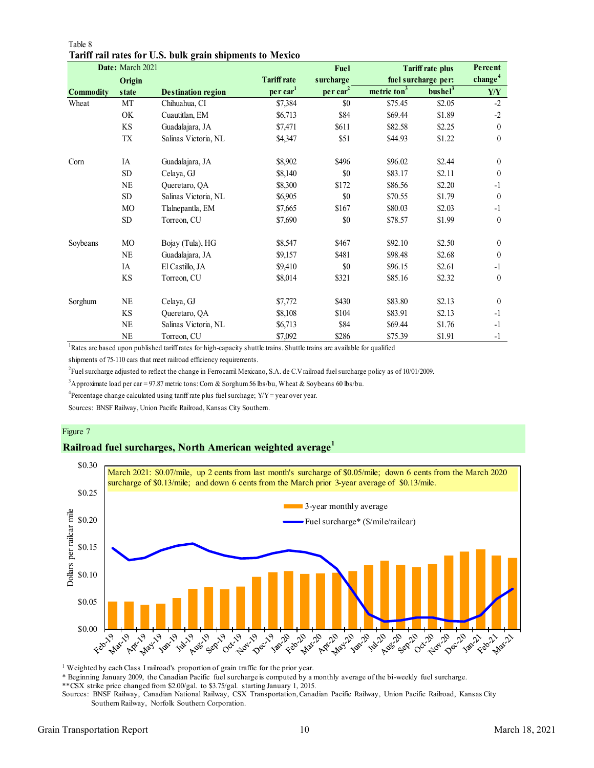Table 8

**Tariff rail rates for U.S. bulk grain shipments to Mexico**

| Date: March 2021 | | | | | Tariff rate plus fuel surcharge per: | | Percent change[4] |
|---|---|---|---|---|---|---|---|
| Commodity | Origin state | Destination region | Tariff rate per car[1] | Fuel surcharge per car[2] | metric ton[3] | bushel[3] | Y/Y |
| Wheat | MT | Chihuahua, CI | $7,384 | $0 | $75.45 | $2.05 | -2 |
| | OK | Cuautitlan, EM | $6,713 | $84 | $69.44 | $1.89 | -2 |
| | KS | Guadalajara, JA | $7,471 | $611 | $82.58 | $2.25 | 0 |
| | TX | Salinas Victoria, NL | $4,347 | $51 | $44.93 | $1.22 | 0 |
| Corn | IA | Guadalajara, JA | $8,902 | $496 | $96.02 | $2.44 | 0 |
| | SD | Celaya, GJ | $8,140 | $0 | $83.17 | $2.11 | 0 |
| | NE | Queretaro, QA | $8,300 | $172 | $86.56 | $2.20 | -1 |
| | SD | Salinas Victoria, NL | $6,905 | $0 | $70.55 | $1.79 | 0 |
| | MO | Tlalnepantla, EM | $7,665 | $167 | $80.03 | $2.03 | -1 |
| | SD | Torreon, CU | $7,690 | $0 | $78.57 | $1.99 | 0 |
| Soybeans | MO | Bojay (Tula), HG | $8,547 | $467 | $92.10 | $2.50 | 0 |
| | NE | Guadalajara, JA | $9,157 | $481 | $98.48 | $2.68 | 0 |
| | IA | El Castillo, JA | $9,410 | $0 | $96.15 | $2.61 | -1 |
| | KS | Torreon, CU | $8,014 | $321 | $85.16 | $2.32 | 0 |
| Sorghum | NE | Celaya, GJ | $7,772 | $430 | $83.80 | $2.13 | 0 |
| | KS | Queretaro, QA | $8,108 | $104 | $83.91 | $2.13 | -1 |
| | NE | Salinas Victoria, NL | $6,713 | $84 | $69.44 | $1.76 | -1 |
| | NE | Torreon, CU | $7,092 | $286 | $75.39 | $1.91 | -1 |

[1]Rates are based upon published tariff rates for high-capacity shuttle trains. Shuttle trains are available for qualified shipments of 75-110 cars that meet railroad efficiency requirements.

[2]Fuel surcharge adjusted to reflect the change in Ferrocarril Mexicano, S.A. de C.V railroad fuel surcharge policy as of 10/01/2009.

[3]Approximate load per car = 97.87 metric tons: Corn & Sorghum 56 lbs/bu, Wheat & Soybeans 60 lbs/bu.

[4]Percentage change calculated using tariff rate plus fuel surchage; Y/Y = year over year.

Sources: BNSF Railway, Union Pacific Railroad, Kansas City Southern.

Figure 7

**Railroad fuel surcharges, North American weighted average[1]**

March 2021: $0.07/mile, up 2 cents from last month's surcharge of $0.05/mile; down 6 cents from the March 2020 surcharge of $0.13/mile; and down 6 cents from the March prior 3-year average of $0.13/mile.

[1] Weighted by each Class I railroad's proportion of grain traffic for the prior year.

* Beginning January 2009, the Canadian Pacific fuel surcharge is computed by a monthly average of the bi-weekly fuel surcharge.

**CSX strike price changed from $2.00/gal. to $3.75/gal. starting January 1, 2015.

Sources: BNSF Railway, Canadian National Railway, CSX Transportation, Canadian Pacific Railway, Union Pacific Railroad, Kansas City Southern Railway, Norfolk Southern Corporation.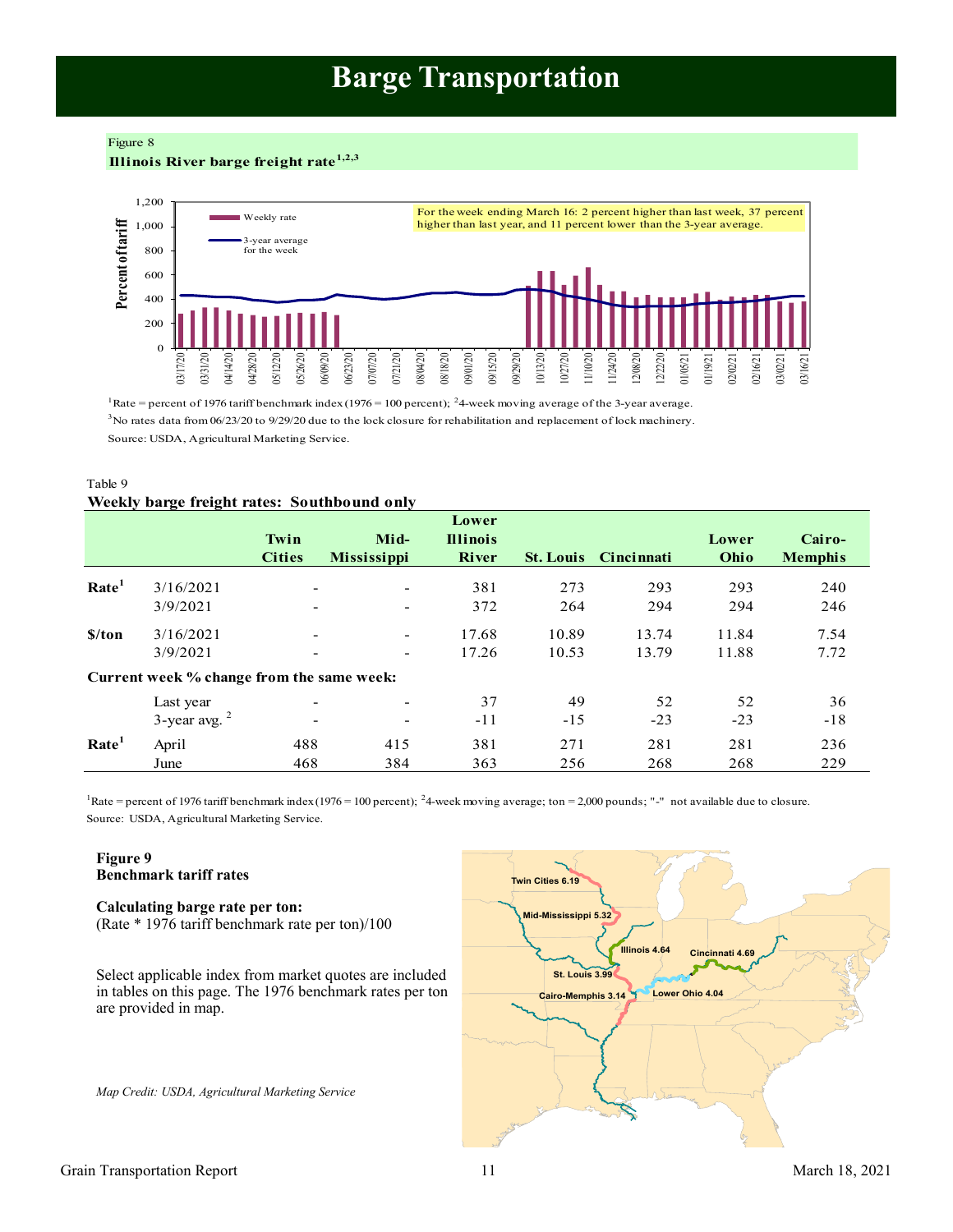# Barge Transportation

Figure 8

**Illinois River barge freight rate[1,2,3]**

For the week ending March 16: 2 percent higher than last week, 37 percent higher than last year, and 11 percent lower than the 3-year average.

[1]Rate = percent of 1976 tariff benchmark index (1976 = 100 percent); [2]4-week moving average of the 3-year average.

[3]No rates data from 06/23/20 to 9/29/20 due to the lock closure for rehabilitation and replacement of lock machinery.

Source: USDA, Agricultural Marketing Service.

Table 9

**Weekly barge freight rates: Southbound only**

| | | Twin Cities | Mid-Mississippi | Lower Illinois River | St. Louis | Cincinnati | Lower Ohio | Cairo-Memphis |
|---|---|---|---|---|---|---|---|---|
| **Rate[1]** | 3/16/2021 | - | - | 381 | 273 | 293 | 293 | 240 |
| | 3/9/2021 | - | - | 372 | 264 | 294 | 294 | 246 |
| **$/ton** | 3/16/2021 | - | - | 17.68 | 10.89 | 13.74 | 11.84 | 7.54 |
| | 3/9/2021 | - | - | 17.26 | 10.53 | 13.79 | 11.88 | 7.72 |
| **Current week % change from the same week:** | | | | | | | | |
| | Last year | - | - | 37 | 49 | 52 | 52 | 36 |
| | 3-year avg. [2] | - | - | -11 | -15 | -23 | -23 | -18 |
| **Rate[1]** | April | 488 | 415 | 381 | 271 | 281 | 281 | 236 |
| | June | 468 | 384 | 363 | 256 | 268 | 268 | 229 |

[1]Rate = percent of 1976 tariff benchmark index (1976 = 100 percent); [2]4-week moving average; ton = 2,000 pounds; "-" not available due to closure.

Source: USDA, Agricultural Marketing Service.

**Figure 9**

**Benchmark tariff rates**

**Calculating barge rate per ton:**

(Rate * 1976 tariff benchmark rate per ton)/100

Select applicable index from market quotes are included in tables on this page. The 1976 benchmark rates per ton are provided in map.

Twin Cities 6.19; Mid-Mississippi 5.32; Illinois 4.64; Cincinnati 4.69; St. Louis 3.99; Cairo-Memphis 3.14; Lower Ohio 4.04

*Map Credit: USDA, Agricultural Marketing Service*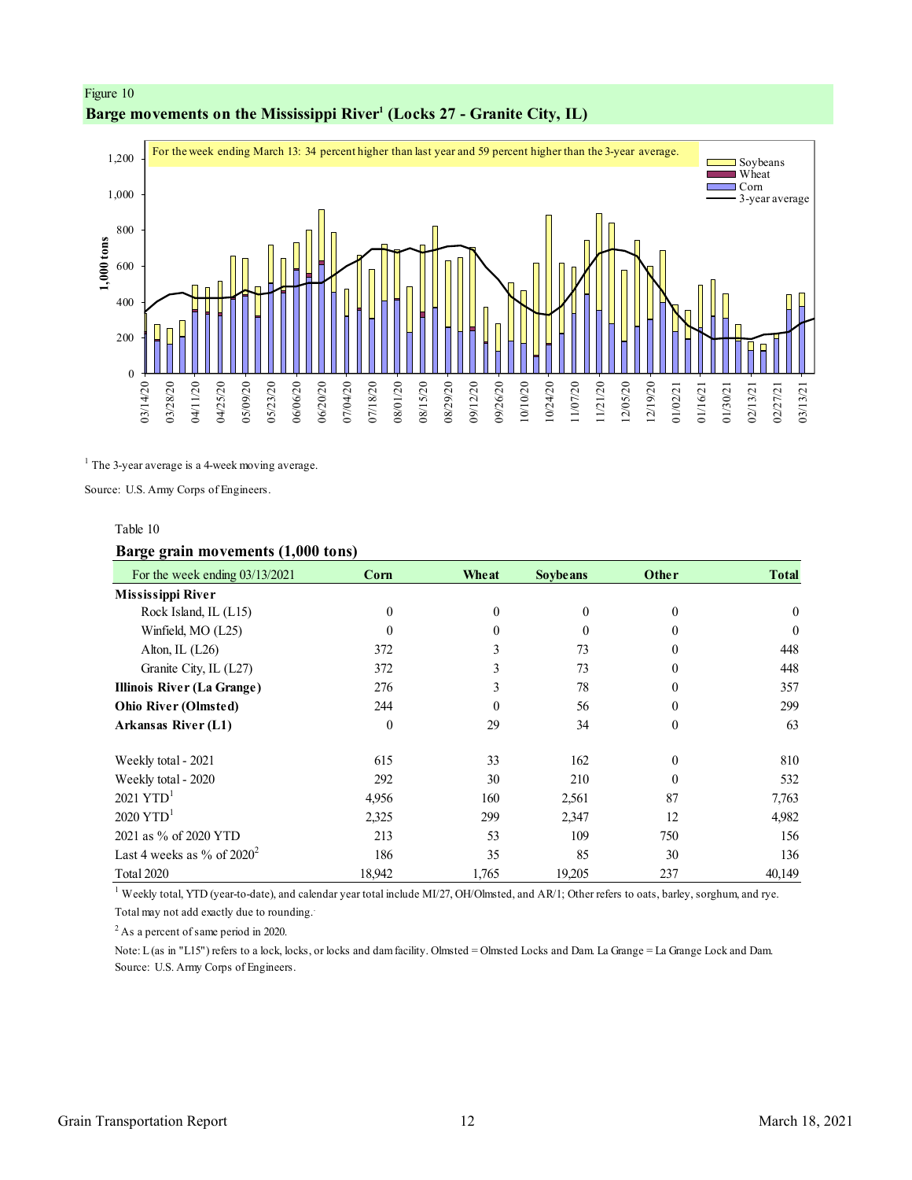Figure 10

**Barge movements on the Mississippi River[1] (Locks 27 - Granite City, IL)**

For the week ending March 13: 34 percent higher than last year and 59 percent higher than the 3-year average.

[1] The 3-year average is a 4-week moving average.

Source: U.S. Army Corps of Engineers.

Table 10

**Barge grain movements (1,000 tons)**

| For the week ending 03/13/2021 | Corn | Wheat | Soybeans | Other | Total |
|---|---|---|---|---|---|
| **Mississippi River** | | | | | |
| Rock Island, IL (L15) | 0 | 0 | 0 | 0 | 0 |
| Winfield, MO (L25) | 0 | 0 | 0 | 0 | 0 |
| Alton, IL (L26) | 372 | 3 | 73 | 0 | 448 |
| Granite City, IL (L27) | 372 | 3 | 73 | 0 | 448 |
| **Illinois River (La Grange)** | 276 | 3 | 78 | 0 | 357 |
| **Ohio River (Olmsted)** | 244 | 0 | 56 | 0 | 299 |
| **Arkansas River (L1)** | 0 | 29 | 34 | 0 | 63 |
| | | | | | |
| Weekly total - 2021 | 615 | 33 | 162 | 0 | 810 |
| Weekly total - 2020 | 292 | 30 | 210 | 0 | 532 |
| 2021 YTD[1] | 4,956 | 160 | 2,561 | 87 | 7,763 |
| 2020 YTD[1] | 2,325 | 299 | 2,347 | 12 | 4,982 |
| 2021 as % of 2020 YTD | 213 | 53 | 109 | 750 | 156 |
| Last 4 weeks as % of 2020[2] | 186 | 35 | 85 | 30 | 136 |
| Total 2020 | 18,942 | 1,765 | 19,205 | 237 | 40,149 |

[1] Weekly total, YTD (year-to-date), and calendar year total include MI/27, OH/Olmsted, and AR/1; Other refers to oats, barley, sorghum, and rye.
Total may not add exactly due to rounding.

[2] As a percent of same period in 2020.

Note: L (as in "L15") refers to a lock, locks, or locks and dam facility. Olmsted = Olmsted Locks and Dam. La Grange = La Grange Lock and Dam.
Source: U.S. Army Corps of Engineers.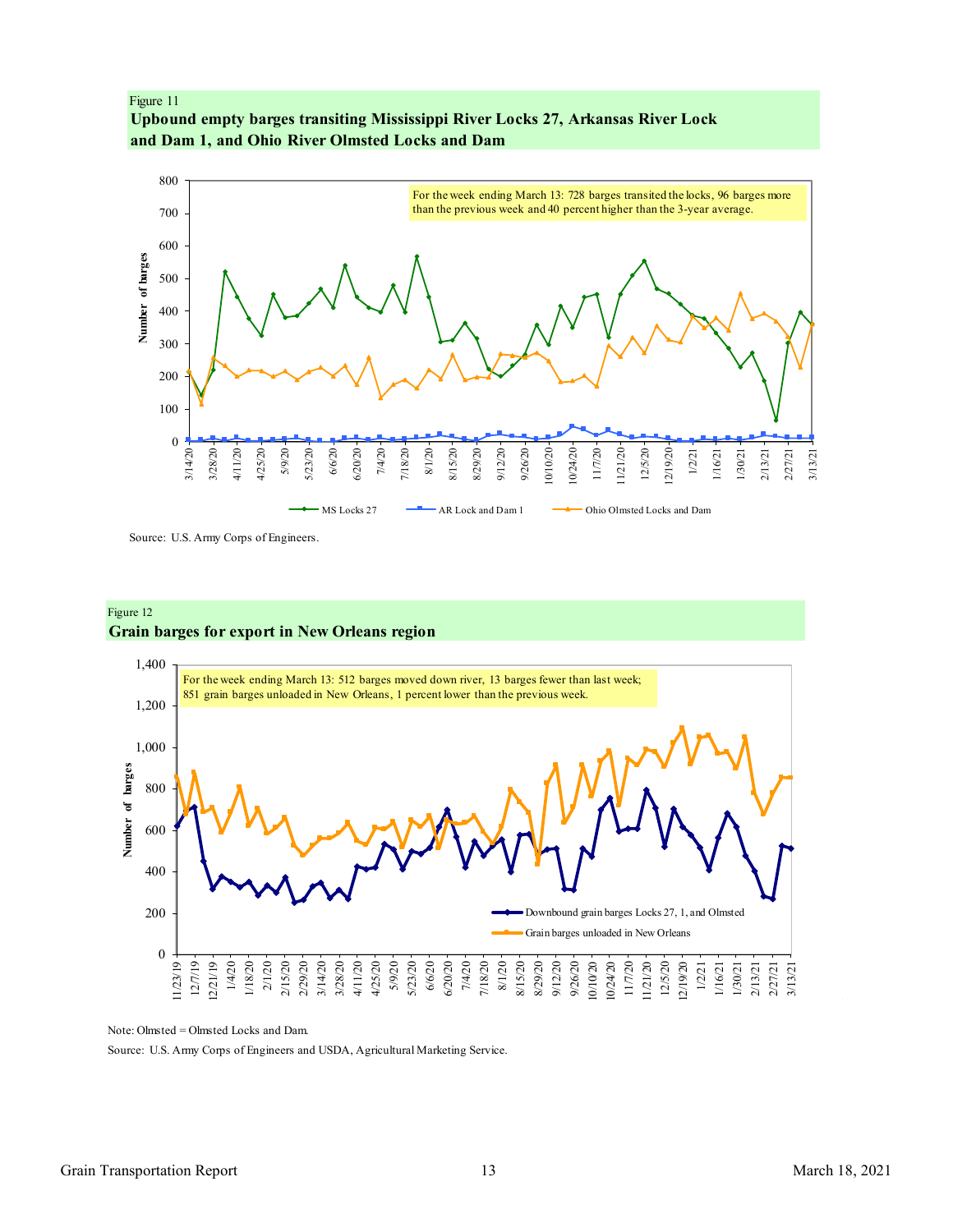Figure 11

**Upbound empty barges transiting Mississippi River Locks 27, Arkansas River Lock and Dam 1, and Ohio River Olmsted Locks and Dam**

For the week ending March 13: 728 barges transited the locks, 96 barges more than the previous week and 40 percent higher than the 3-year average.

Source: U.S. Army Corps of Engineers.

Figure 12

**Grain barges for export in New Orleans region**

For the week ending March 13: 512 barges moved down river, 13 barges fewer than last week; 851 grain barges unloaded in New Orleans, 1 percent lower than the previous week.

Note: Olmsted = Olmsted Locks and Dam.

Source: U.S. Army Corps of Engineers and USDA, Agricultural Marketing Service.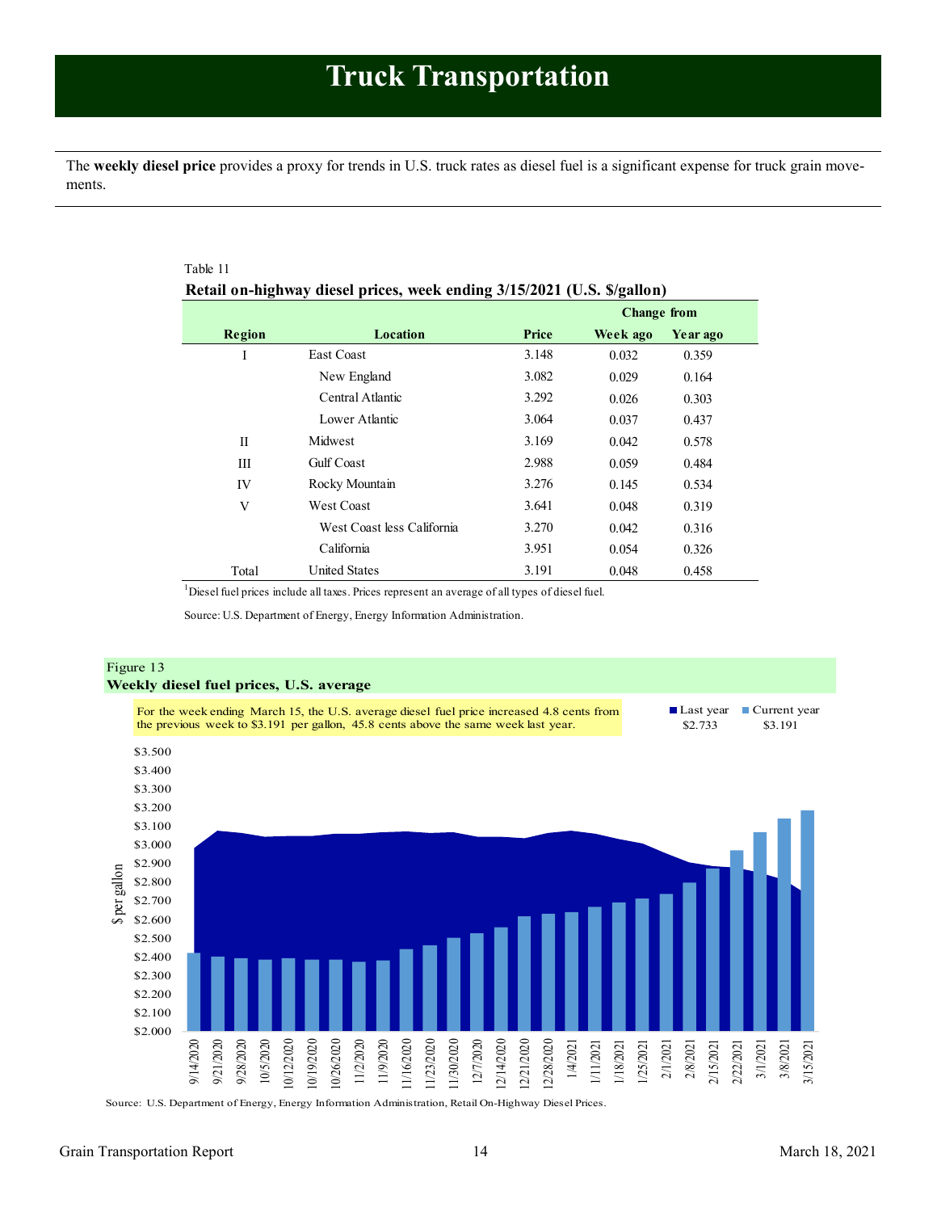# Truck Transportation

The **weekly diesel price** provides a proxy for trends in U.S. truck rates as diesel fuel is a significant expense for truck grain movements.

Table 11

**Retail on-highway diesel prices, week ending 3/15/2021 (U.S. $/gallon)**

| Region | Location | Price | Change from Week ago | Change from Year ago |
|---|---|---|---|---|
| I | East Coast | 3.148 | 0.032 | 0.359 |
| | New England | 3.082 | 0.029 | 0.164 |
| | Central Atlantic | 3.292 | 0.026 | 0.303 |
| | Lower Atlantic | 3.064 | 0.037 | 0.437 |
| II | Midwest | 3.169 | 0.042 | 0.578 |
| III | Gulf Coast | 2.988 | 0.059 | 0.484 |
| IV | Rocky Mountain | 3.276 | 0.145 | 0.534 |
| V | West Coast | 3.641 | 0.048 | 0.319 |
| | West Coast less California | 3.270 | 0.042 | 0.316 |
| | California | 3.951 | 0.054 | 0.326 |
| Total | United States | 3.191 | 0.048 | 0.458 |

[1]Diesel fuel prices include all taxes. Prices represent an average of all types of diesel fuel.

Source: U.S. Department of Energy, Energy Information Administration.

Figure 13

**Weekly diesel fuel prices, U.S. average**

For the week ending March 15, the U.S. average diesel fuel price increased 4.8 cents from the previous week to $3.191 per gallon, 45.8 cents above the same week last year.

Last year $2.733 | Current year $3.191

Source: U.S. Department of Energy, Energy Information Administration, Retail On-Highway Diesel Prices.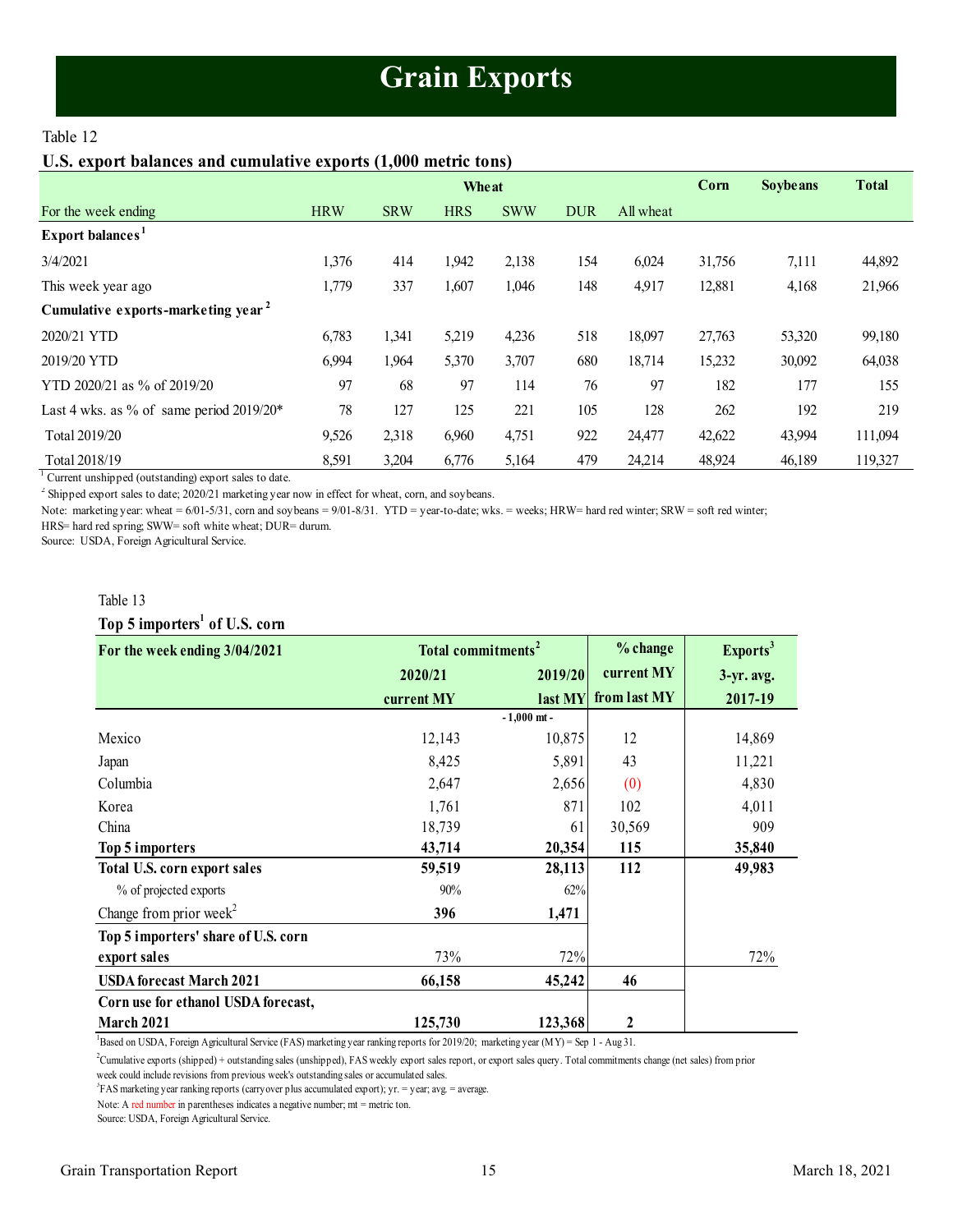# Grain Exports

Table 12

**U.S. export balances and cumulative exports (1,000 metric tons)**

| | Wheat | | | | | | Corn | Soybeans | Total |
|---|---|---|---|---|---|---|---|---|---|
| For the week ending | HRW | SRW | HRS | SWW | DUR | All wheat | | | |
| **Export balances[1]** | | | | | | | | | |
| 3/4/2021 | 1,376 | 414 | 1,942 | 2,138 | 154 | 6,024 | 31,756 | 7,111 | 44,892 |
| This week year ago | 1,779 | 337 | 1,607 | 1,046 | 148 | 4,917 | 12,881 | 4,168 | 21,966 |
| **Cumulative exports-marketing year[2]** | | | | | | | | | |
| 2020/21 YTD | 6,783 | 1,341 | 5,219 | 4,236 | 518 | 18,097 | 27,763 | 53,320 | 99,180 |
| 2019/20 YTD | 6,994 | 1,964 | 5,370 | 3,707 | 680 | 18,714 | 15,232 | 30,092 | 64,038 |
| YTD 2020/21 as % of 2019/20 | 97 | 68 | 97 | 114 | 76 | 97 | 182 | 177 | 155 |
| Last 4 wks. as % of same period 2019/20* | 78 | 127 | 125 | 221 | 105 | 128 | 262 | 192 | 219 |
| Total 2019/20 | 9,526 | 2,318 | 6,960 | 4,751 | 922 | 24,477 | 42,622 | 43,994 | 111,094 |
| Total 2018/19 | 8,591 | 3,204 | 6,776 | 5,164 | 479 | 24,214 | 48,924 | 46,189 | 119,327 |

[1] Current unshipped (outstanding) export sales to date.

[2] Shipped export sales to date; 2020/21 marketing year now in effect for wheat, corn, and soybeans.

Note: marketing year: wheat = 6/01-5/31, corn and soybeans = 9/01-8/31. YTD = year-to-date; wks. = weeks; HRW= hard red winter; SRW = soft red winter; HRS= hard red spring; SWW= soft white wheat; DUR= durum.

Source: USDA, Foreign Agricultural Service.

Table 13

**Top 5 importers[1] of U.S. corn**

| For the week ending 3/04/2021 | Total commitments[2] 2020/21 current MY | 2019/20 last MY | % change current MY from last MY | Exports[3] 3-yr. avg. 2017-19 |
|---|---|---|---|---|
| | - 1,000 mt - | | | |
| Mexico | 12,143 | 10,875 | 12 | 14,869 |
| Japan | 8,425 | 5,891 | 43 | 11,221 |
| Columbia | 2,647 | 2,656 | (0) | 4,830 |
| Korea | 1,761 | 871 | 102 | 4,011 |
| China | 18,739 | 61 | 30,569 | 909 |
| **Top 5 importers** | **43,714** | **20,354** | **115** | **35,840** |
| **Total U.S. corn export sales** | **59,519** | **28,113** | **112** | **49,983** |
| % of projected exports | 90% | 62% | | |
| Change from prior week[2] | **396** | **1,471** | | |
| **Top 5 importers' share of U.S. corn export sales** | 73% | 72% | | 72% |
| **USDA forecast March 2021** | **66,158** | **45,242** | **46** | |
| **Corn use for ethanol USDA forecast, March 2021** | **125,730** | **123,368** | **2** | |

[1]Based on USDA, Foreign Agricultural Service (FAS) marketing year ranking reports for 2019/20; marketing year (MY) = Sep 1 - Aug 31.

[2]Cumulative exports (shipped) + outstanding sales (unshipped), FAS weekly export sales report, or export sales query. Total commitments change (net sales) from prior week could include revisions from previous week's outstanding sales or accumulated sales.

[3]FAS marketing year ranking reports (carryover plus accumulated export); yr. = year; avg. = average.

Note: A red number in parentheses indicates a negative number; mt = metric ton.

Source: USDA, Foreign Agricultural Service.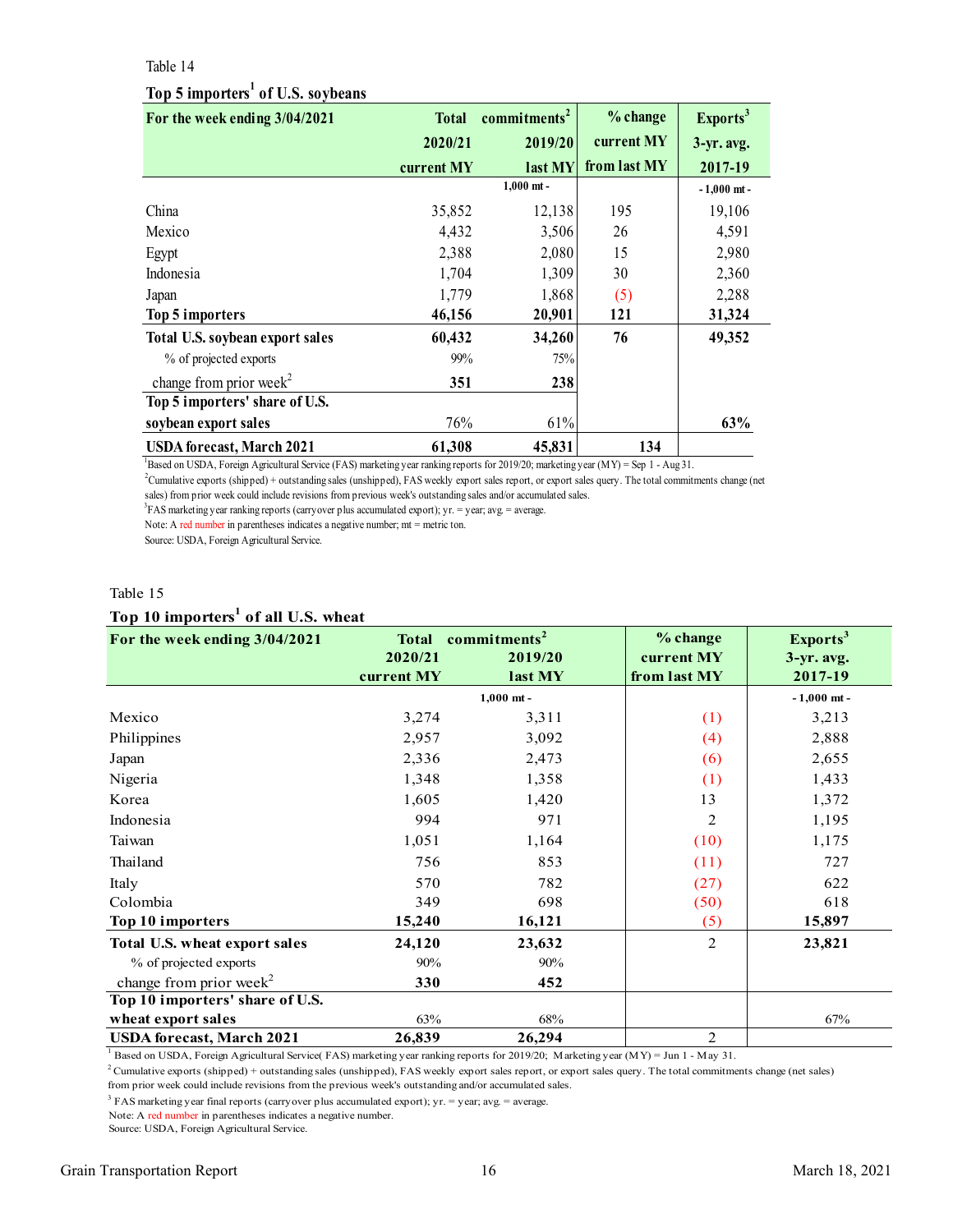Table 14

**Top 5 importers[1] of U.S. soybeans**

| For the week ending 3/04/2021 | Total commitments[2] 2020/21 current MY | 2019/20 last MY | % change current MY from last MY | Exports[3] 3-yr. avg. 2017-19 |
|---|---|---|---|---|
| | 1,000 mt - | | | - 1,000 mt - |
| China | 35,852 | 12,138 | 195 | 19,106 |
| Mexico | 4,432 | 3,506 | 26 | 4,591 |
| Egypt | 2,388 | 2,080 | 15 | 2,980 |
| Indonesia | 1,704 | 1,309 | 30 | 2,360 |
| Japan | 1,779 | 1,868 | (5) | 2,288 |
| **Top 5 importers** | **46,156** | **20,901** | **121** | **31,324** |
| **Total U.S. soybean export sales** | **60,432** | **34,260** | **76** | **49,352** |
| % of projected exports | 99% | 75% | | |
| change from prior week[2] | **351** | **238** | | |
| **Top 5 importers' share of U.S. soybean export sales** | 76% | 61% | | **63%** |
| **USDA forecast, March 2021** | **61,308** | **45,831** | **134** | |

[1]Based on USDA, Foreign Agricultural Service (FAS) marketing year ranking reports for 2019/20; marketing year (MY) = Sep 1 - Aug 31.
[2]Cumulative exports (shipped) + outstanding sales (unshipped), FAS weekly export sales report, or export sales query. The total commitments change (net sales) from prior week could include revisions from previous week's outstanding sales and/or accumulated sales.
[3]FAS marketing year ranking reports (carryover plus accumulated export); yr. = year; avg. = average.
Note: A red number in parentheses indicates a negative number; mt = metric ton.
Source: USDA, Foreign Agricultural Service.

Table 15

**Top 10 importers[1] of all U.S. wheat**

| For the week ending 3/04/2021 | Total commitments[2] 2020/21 current MY | 2019/20 last MY | % change current MY from last MY | Exports[3] 3-yr. avg. 2017-19 |
|---|---|---|---|---|
| | 1,000 mt - | | | - 1,000 mt - |
| Mexico | 3,274 | 3,311 | (1) | 3,213 |
| Philippines | 2,957 | 3,092 | (4) | 2,888 |
| Japan | 2,336 | 2,473 | (6) | 2,655 |
| Nigeria | 1,348 | 1,358 | (1) | 1,433 |
| Korea | 1,605 | 1,420 | 13 | 1,372 |
| Indonesia | 994 | 971 | 2 | 1,195 |
| Taiwan | 1,051 | 1,164 | (10) | 1,175 |
| Thailand | 756 | 853 | (11) | 727 |
| Italy | 570 | 782 | (27) | 622 |
| Colombia | 349 | 698 | (50) | 618 |
| **Top 10 importers** | **15,240** | **16,121** | (5) | **15,897** |
| **Total U.S. wheat export sales** | **24,120** | **23,632** | 2 | **23,821** |
| % of projected exports | 90% | 90% | | |
| change from prior week[2] | **330** | **452** | | |
| **Top 10 importers' share of U.S. wheat export sales** | 63% | 68% | | 67% |
| **USDA forecast, March 2021** | **26,839** | **26,294** | 2 | |

[1] Based on USDA, Foreign Agricultural Service( FAS) marketing year ranking reports for 2019/20; Marketing year (MY) = Jun 1 - May 31.
[2] Cumulative exports (shipped) + outstanding sales (unshipped), FAS weekly export sales report, or export sales query. The total commitments change (net sales) from prior week could include revisions from the previous week's outstanding and/or accumulated sales.
[3] FAS marketing year final reports (carryover plus accumulated export); yr. = year; avg. = average.
Note: A red number in parentheses indicates a negative number.
Source: USDA, Foreign Agricultural Service.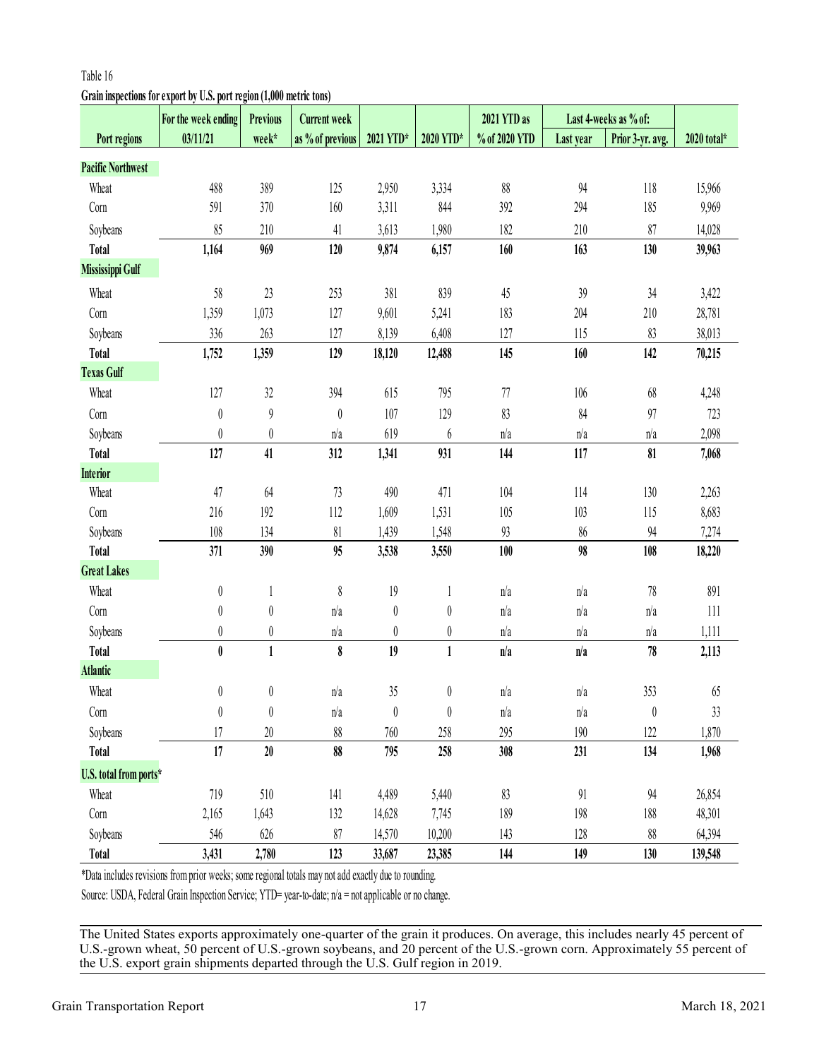Table 16

**Grain inspections for export by U.S. port region (1,000 metric tons)**

| Port regions | For the week ending 03/11/21 | Previous week* | Current week as % of previous | 2021 YTD* | 2020 YTD* | 2021 YTD as % of 2020 YTD | Last 4-weeks as % of: Last year | Prior 3-yr. avg. | 2020 total* |
|---|---|---|---|---|---|---|---|---|---|
| **Pacific Northwest** | | | | | | | | | |
| Wheat | 488 | 389 | 125 | 2,950 | 3,334 | 88 | 94 | 118 | 15,966 |
| Corn | 591 | 370 | 160 | 3,311 | 844 | 392 | 294 | 185 | 9,969 |
| Soybeans | 85 | 210 | 41 | 3,613 | 1,980 | 182 | 210 | 87 | 14,028 |
| **Total** | **1,164** | **969** | **120** | **9,874** | **6,157** | **160** | **163** | **130** | **39,963** |
| **Mississippi Gulf** | | | | | | | | | |
| Wheat | 58 | 23 | 253 | 381 | 839 | 45 | 39 | 34 | 3,422 |
| Corn | 1,359 | 1,073 | 127 | 9,601 | 5,241 | 183 | 204 | 210 | 28,781 |
| Soybeans | 336 | 263 | 127 | 8,139 | 6,408 | 127 | 115 | 83 | 38,013 |
| **Total** | **1,752** | **1,359** | **129** | **18,120** | **12,488** | **145** | **160** | **142** | **70,215** |
| **Texas Gulf** | | | | | | | | | |
| Wheat | 127 | 32 | 394 | 615 | 795 | 77 | 106 | 68 | 4,248 |
| Corn | 0 | 9 | 0 | 107 | 129 | 83 | 84 | 97 | 723 |
| Soybeans | 0 | 0 | n/a | 619 | 6 | n/a | n/a | n/a | 2,098 |
| **Total** | **127** | **41** | **312** | **1,341** | **931** | **144** | **117** | **81** | **7,068** |
| **Interior** | | | | | | | | | |
| Wheat | 47 | 64 | 73 | 490 | 471 | 104 | 114 | 130 | 2,263 |
| Corn | 216 | 192 | 112 | 1,609 | 1,531 | 105 | 103 | 115 | 8,683 |
| Soybeans | 108 | 134 | 81 | 1,439 | 1,548 | 93 | 86 | 94 | 7,274 |
| **Total** | **371** | **390** | **95** | **3,538** | **3,550** | **100** | **98** | **108** | **18,220** |
| **Great Lakes** | | | | | | | | | |
| Wheat | 0 | 1 | 8 | 19 | 1 | n/a | n/a | 78 | 891 |
| Corn | 0 | 0 | n/a | 0 | 0 | n/a | n/a | n/a | 111 |
| Soybeans | 0 | 0 | n/a | 0 | 0 | n/a | n/a | n/a | 1,111 |
| **Total** | **0** | **1** | **8** | **19** | **1** | **n/a** | **n/a** | **78** | **2,113** |
| **Atlantic** | | | | | | | | | |
| Wheat | 0 | 0 | n/a | 35 | 0 | n/a | n/a | 353 | 65 |
| Corn | 0 | 0 | n/a | 0 | 0 | n/a | n/a | 0 | 33 |
| Soybeans | 17 | 20 | 88 | 760 | 258 | 295 | 190 | 122 | 1,870 |
| **Total** | **17** | **20** | **88** | **795** | **258** | **308** | **231** | **134** | **1,968** |
| **U.S. total from ports*** | | | | | | | | | |
| Wheat | 719 | 510 | 141 | 4,489 | 5,440 | 83 | 91 | 94 | 26,854 |
| Corn | 2,165 | 1,643 | 132 | 14,628 | 7,745 | 189 | 198 | 188 | 48,301 |
| Soybeans | 546 | 626 | 87 | 14,570 | 10,200 | 143 | 128 | 88 | 64,394 |
| **Total** | **3,431** | **2,780** | **123** | **33,687** | **23,385** | **144** | **149** | **130** | **139,548** |

*Data includes revisions from prior weeks; some regional totals may not add exactly due to rounding.

Source: USDA, Federal Grain Inspection Service; YTD= year-to-date; n/a = not applicable or no change.

The United States exports approximately one-quarter of the grain it produces. On average, this includes nearly 45 percent of U.S.-grown wheat, 50 percent of U.S.-grown soybeans, and 20 percent of the U.S.-grown corn. Approximately 55 percent of the U.S. export grain shipments departed through the U.S. Gulf region in 2019.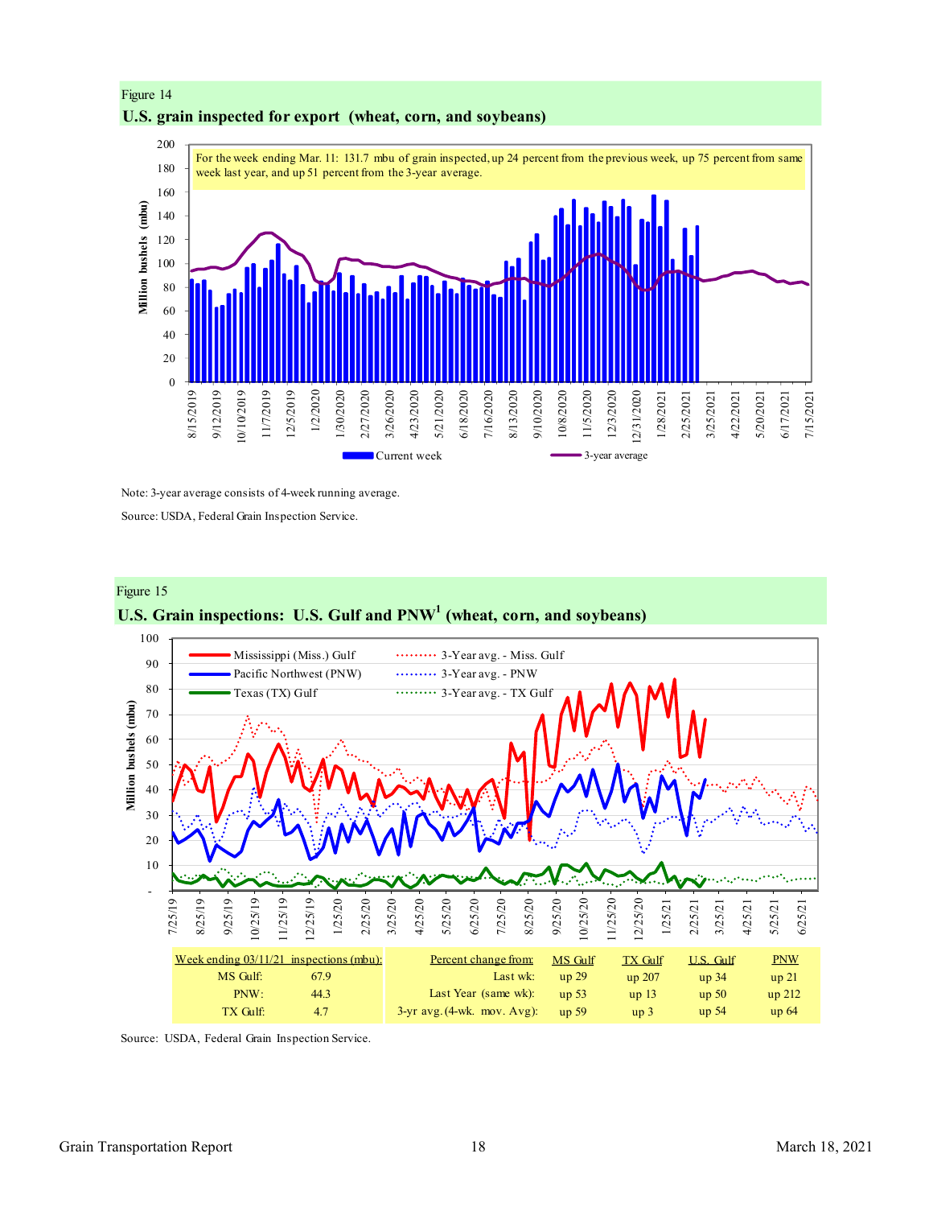Figure 14

**U.S. grain inspected for export (wheat, corn, and soybeans)**

For the week ending Mar. 11: 131.7 mbu of grain inspected, up 24 percent from the previous week, up 75 percent from same week last year, and up 51 percent from the 3-year average.

Note: 3-year average consists of 4-week running average.

Source: USDA, Federal Grain Inspection Service.

Figure 15

**U.S. Grain inspections: U.S. Gulf and PNW[1] (wheat, corn, and soybeans)**

| Week ending 03/11/21 inspections (mbu): | | Percent change from: | MS Gulf | TX Gulf | U.S. Gulf | PNW |
|---|---|---|---|---|---|---|
| MS Gulf: | 67.9 | Last wk: | up 29 | up 207 | up 34 | up 21 |
| PNW: | 44.3 | Last Year (same wk): | up 53 | up 13 | up 50 | up 212 |
| TX Gulf: | 4.7 | 3-yr avg. (4-wk. mov. Avg): | up 59 | up 3 | up 54 | up 64 |

Source: USDA, Federal Grain Inspection Service.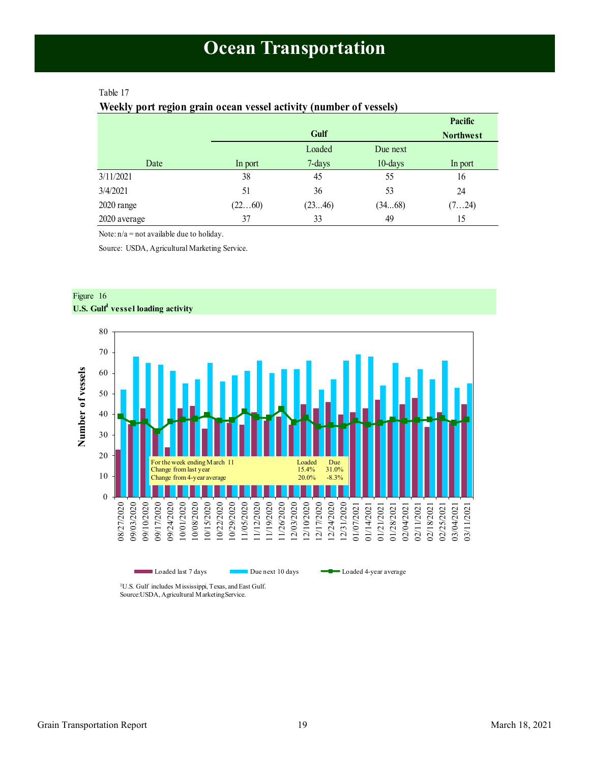# Ocean Transportation

Table 17

**Weekly port region grain ocean vessel activity (number of vessels)**

| | Gulf | | | Pacific Northwest |
|---|---|---|---|---|
| Date | In port | Loaded 7-days | Due next 10-days | In port |
| 3/11/2021 | 38 | 45 | 55 | 16 |
| 3/4/2021 | 51 | 36 | 53 | 24 |
| 2020 range | (22…60) | (23...46) | (34...68) | (7…24) |
| 2020 average | 37 | 33 | 49 | 15 |

Note: n/a = not available due to holiday.

Source: USDA, Agricultural Marketing Service.

Figure 16

**U.S. Gulf[1] vessel loading activity**

| For the week ending March 11 | Loaded | Due |
|---|---|---|
| Change from last year | 15.4% | 31.0% |
| Change from 4-year average | 20.0% | -8.3% |

Legend: Loaded last 7 days; Due next 10 days; Loaded 4-year average

[1]U.S. Gulf includes Mississippi, Texas, and East Gulf.
Source: USDA, Agricultural Marketing Service.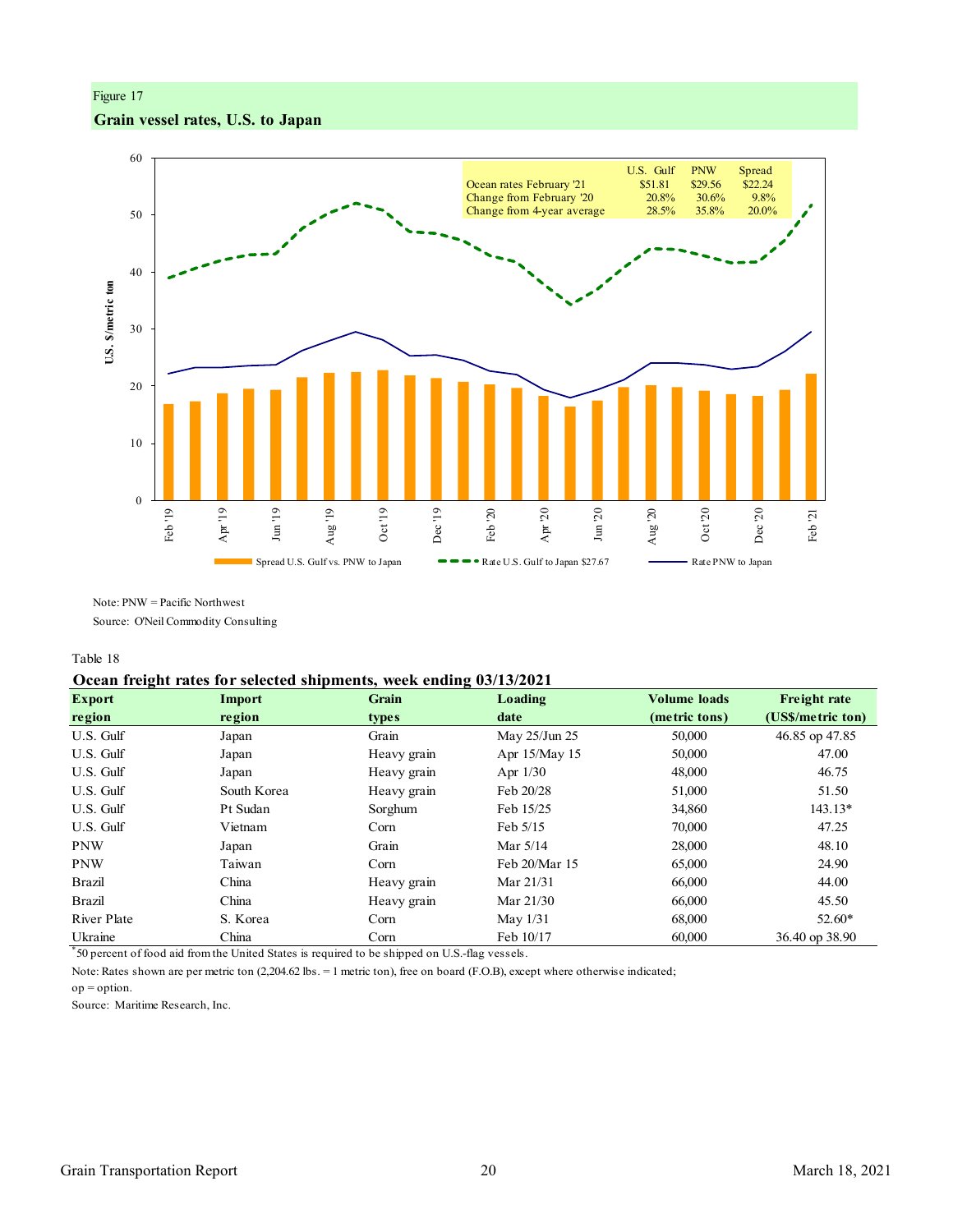Figure 17

**Grain vessel rates, U.S. to Japan**

| | U.S. Gulf | PNW | Spread |
|---|---|---|---|
| Ocean rates February '21 | $51.81 | $29.56 | $22.24 |
| Change from February '20 | 20.8% | 30.6% | 9.8% |
| Change from 4-year average | 28.5% | 35.8% | 20.0% |

Spread U.S. Gulf vs. PNW to Japan — Rate U.S. Gulf to Japan $27.67 — Rate PNW to Japan

Note: PNW = Pacific Northwest

Source: O'Neil Commodity Consulting

Table 18

**Ocean freight rates for selected shipments, week ending 03/13/2021**

| Export region | Import region | Grain types | Loading date | Volume loads (metric tons) | Freight rate (US$/metric ton) |
|---|---|---|---|---|---|
| U.S. Gulf | Japan | Grain | May 25/Jun 25 | 50,000 | 46.85 op 47.85 |
| U.S. Gulf | Japan | Heavy grain | Apr 15/May 15 | 50,000 | 47.00 |
| U.S. Gulf | Japan | Heavy grain | Apr 1/30 | 48,000 | 46.75 |
| U.S. Gulf | South Korea | Heavy grain | Feb 20/28 | 51,000 | 51.50 |
| U.S. Gulf | Pt Sudan | Sorghum | Feb 15/25 | 34,860 | 143.13* |
| U.S. Gulf | Vietnam | Corn | Feb 5/15 | 70,000 | 47.25 |
| PNW | Japan | Grain | Mar 5/14 | 28,000 | 48.10 |
| PNW | Taiwan | Corn | Feb 20/Mar 15 | 65,000 | 24.90 |
| Brazil | China | Heavy grain | Mar 21/31 | 66,000 | 44.00 |
| Brazil | China | Heavy grain | Mar 21/30 | 66,000 | 45.50 |
| River Plate | S. Korea | Corn | May 1/31 | 68,000 | 52.60* |
| Ukraine | China | Corn | Feb 10/17 | 60,000 | 36.40 op 38.90 |

*50 percent of food aid from the United States is required to be shipped on U.S.-flag vessels.

Note: Rates shown are per metric ton (2,204.62 lbs. = 1 metric ton), free on board (F.O.B), except where otherwise indicated; op = option.

Source: Maritime Research, Inc.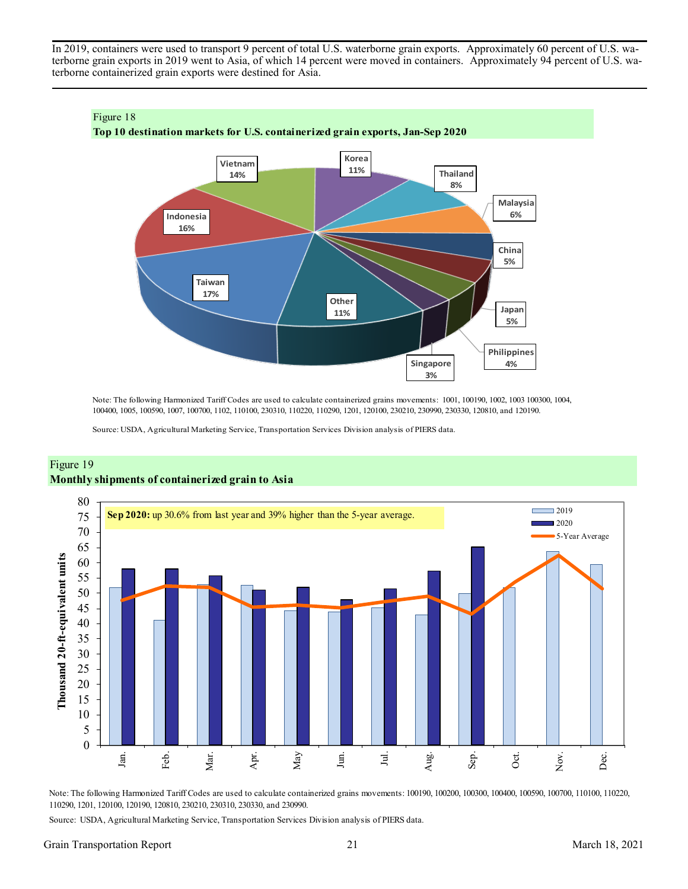In 2019, containers were used to transport 9 percent of total U.S. waterborne grain exports. Approximately 60 percent of U.S. waterborne grain exports in 2019 went to Asia, of which 14 percent were moved in containers. Approximately 94 percent of U.S. waterborne containerized grain exports were destined for Asia.

Figure 18
**Top 10 destination markets for U.S. containerized grain exports, Jan-Sep 2020**

| Destination | Share |
|---|---|
| Taiwan | 17% |
| Indonesia | 16% |
| Vietnam | 14% |
| Korea | 11% |
| Thailand | 8% |
| Malaysia | 6% |
| China | 5% |
| Japan | 5% |
| Philippines | 4% |
| Singapore | 3% |
| Other | 11% |

Note: The following Harmonized Tariff Codes are used to calculate containerized grains movements: 1001, 100190, 1002, 1003 100300, 1004, 100400, 1005, 100590, 1007, 100700, 1102, 110100, 230310, 110220, 110290, 1201, 120100, 230210, 230990, 230330, 120810, and 120190.

Source: USDA, Agricultural Marketing Service, Transportation Services Division analysis of PIERS data.

Figure 19
**Monthly shipments of containerized grain to Asia**

**Sep 2020:** up 30.6% from last year and 39% higher than the 5-year average.

Y-axis: Thousand 20-ft-equivalent units (0–80). Series: 2019, 2020, 5-Year Average. Months: Jan. – Dec.

Note: The following Harmonized Tariff Codes are used to calculate containerized grains movements: 100190, 100200, 100300, 100400, 100590, 100700, 110100, 110220, 110290, 1201, 120100, 120190, 120810, 230210, 230310, 230330, and 230990.

Source: USDA, Agricultural Marketing Service, Transportation Services Division analysis of PIERS data.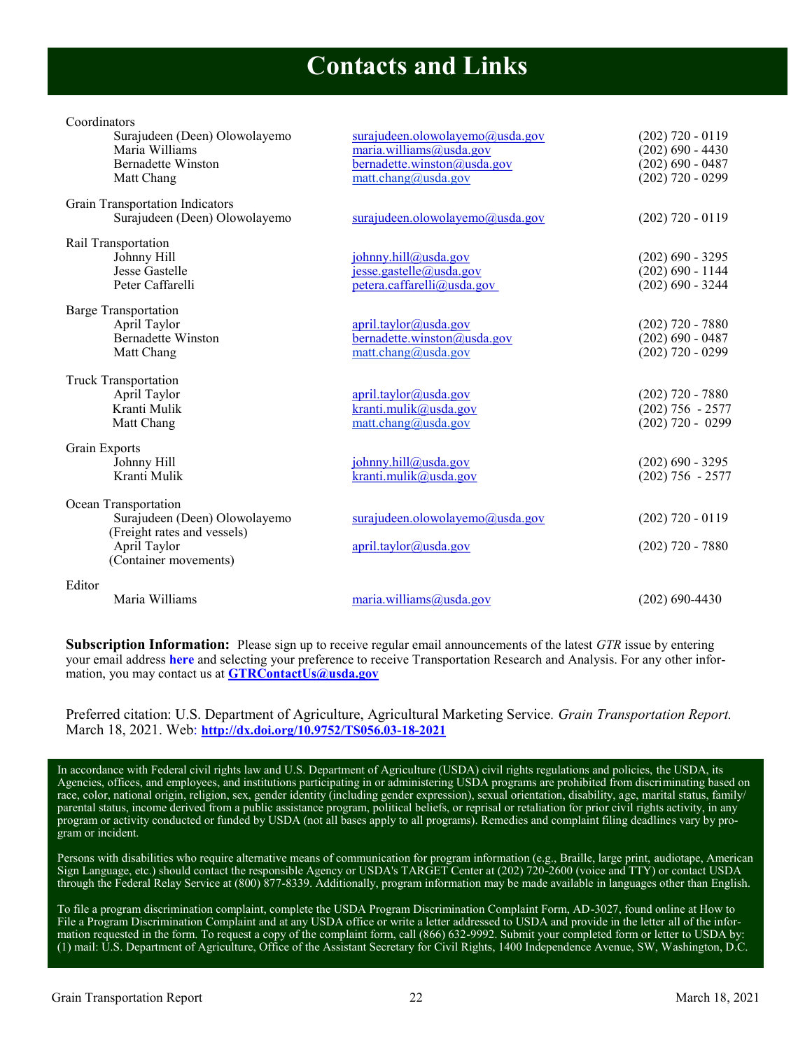# Contacts and Links

| | | |
|---|---|---|
| **Coordinators** | | |
| Surajudeen (Deen) Olowolayemo | surajudeen.olowolayemo@usda.gov | (202) 720 - 0119 |
| Maria Williams | maria.williams@usda.gov | (202) 690 - 4430 |
| Bernadette Winston | bernadette.winston@usda.gov | (202) 690 - 0487 |
| Matt Chang | matt.chang@usda.gov | (202) 720 - 0299 |
| **Grain Transportation Indicators** | | |
| Surajudeen (Deen) Olowolayemo | surajudeen.olowolayemo@usda.gov | (202) 720 - 0119 |
| **Rail Transportation** | | |
| Johnny Hill | johnny.hill@usda.gov | (202) 690 - 3295 |
| Jesse Gastelle | jesse.gastelle@usda.gov | (202) 690 - 1144 |
| Peter Caffarelli | petera.caffarelli@usda.gov | (202) 690 - 3244 |
| **Barge Transportation** | | |
| April Taylor | april.taylor@usda.gov | (202) 720 - 7880 |
| Bernadette Winston | bernadette.winston@usda.gov | (202) 690 - 0487 |
| Matt Chang | matt.chang@usda.gov | (202) 720 - 0299 |
| **Truck Transportation** | | |
| April Taylor | april.taylor@usda.gov | (202) 720 - 7880 |
| Kranti Mulik | kranti.mulik@usda.gov | (202) 756 - 2577 |
| Matt Chang | matt.chang@usda.gov | (202) 720 - 0299 |
| **Grain Exports** | | |
| Johnny Hill | johnny.hill@usda.gov | (202) 690 - 3295 |
| Kranti Mulik | kranti.mulik@usda.gov | (202) 756 - 2577 |
| **Ocean Transportation** | | |
| Surajudeen (Deen) Olowolayemo (Freight rates and vessels) | surajudeen.olowolayemo@usda.gov | (202) 720 - 0119 |
| April Taylor (Container movements) | april.taylor@usda.gov | (202) 720 - 7880 |
| **Editor** | | |
| Maria Williams | maria.williams@usda.gov | (202) 690-4430 |

**Subscription Information:** Please sign up to receive regular email announcements of the latest *GTR* issue by entering your email address **here** and selecting your preference to receive Transportation Research and Analysis. For any other information, you may contact us at **GTRContactUs@usda.gov**

Preferred citation: U.S. Department of Agriculture, Agricultural Marketing Service. *Grain Transportation Report.* March 18, 2021. Web: **http://dx.doi.org/10.9752/TS056.03-18-2021**

In accordance with Federal civil rights law and U.S. Department of Agriculture (USDA) civil rights regulations and policies, the USDA, its Agencies, offices, and employees, and institutions participating in or administering USDA programs are prohibited from discriminating based on race, color, national origin, religion, sex, gender identity (including gender expression), sexual orientation, disability, age, marital status, family/parental status, income derived from a public assistance program, political beliefs, or reprisal or retaliation for prior civil rights activity, in any program or activity conducted or funded by USDA (not all bases apply to all programs). Remedies and complaint filing deadlines vary by program or incident.

Persons with disabilities who require alternative means of communication for program information (e.g., Braille, large print, audiotape, American Sign Language, etc.) should contact the responsible Agency or USDA's TARGET Center at (202) 720-2600 (voice and TTY) or contact USDA through the Federal Relay Service at (800) 877-8339. Additionally, program information may be made available in languages other than English.

To file a program discrimination complaint, complete the USDA Program Discrimination Complaint Form, AD-3027, found online at How to File a Program Discrimination Complaint and at any USDA office or write a letter addressed to USDA and provide in the letter all of the information requested in the form. To request a copy of the complaint form, call (866) 632-9992. Submit your completed form or letter to USDA by: (1) mail: U.S. Department of Agriculture, Office of the Assistant Secretary for Civil Rights, 1400 Independence Avenue, SW, Washington, D.C.